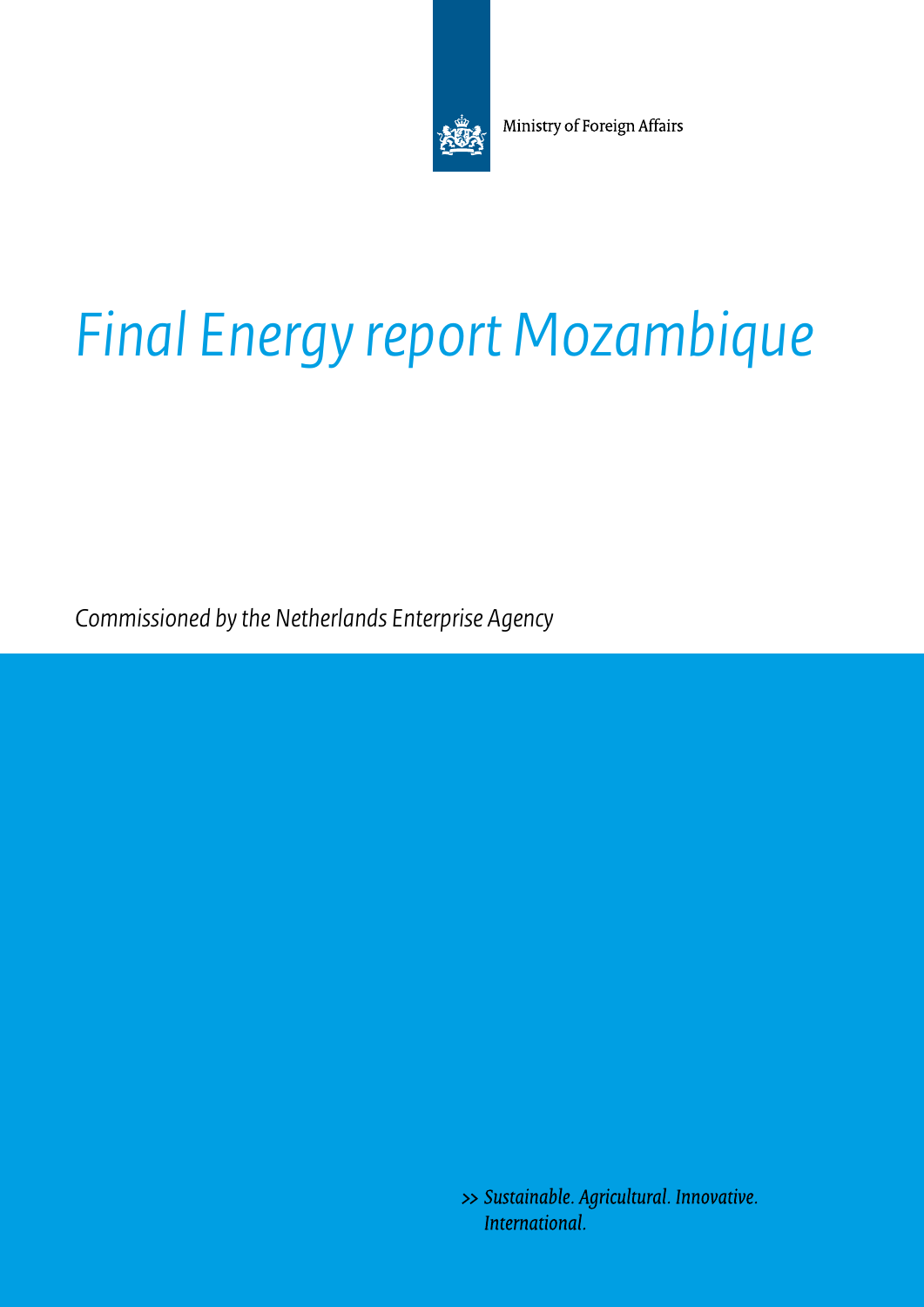Ministry of Foreign Affairs

# *Final Energy report Mozambique*

*Commissioned by the Netherlands Enterprise Agency*

>> *Sustainable. Agricultural. Innovative. International.*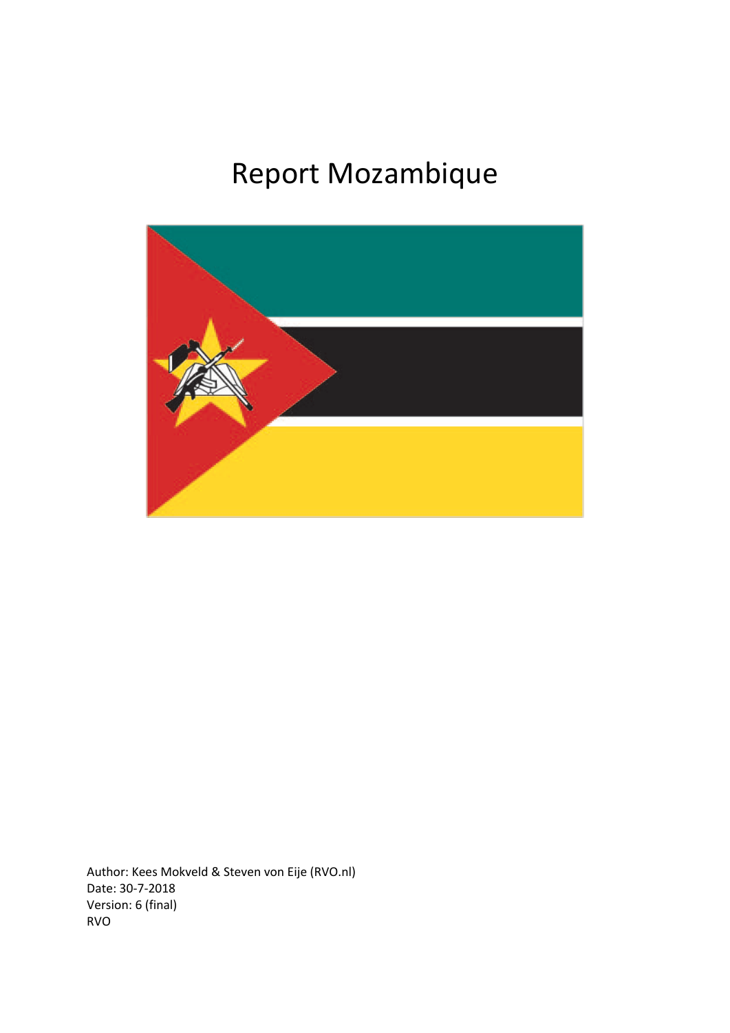# Report Mozambique

Author: Kees Mokveld & Steven von Eije (RVO.nl)
Date: 30-7-2018
Version: 6 (final)
RVO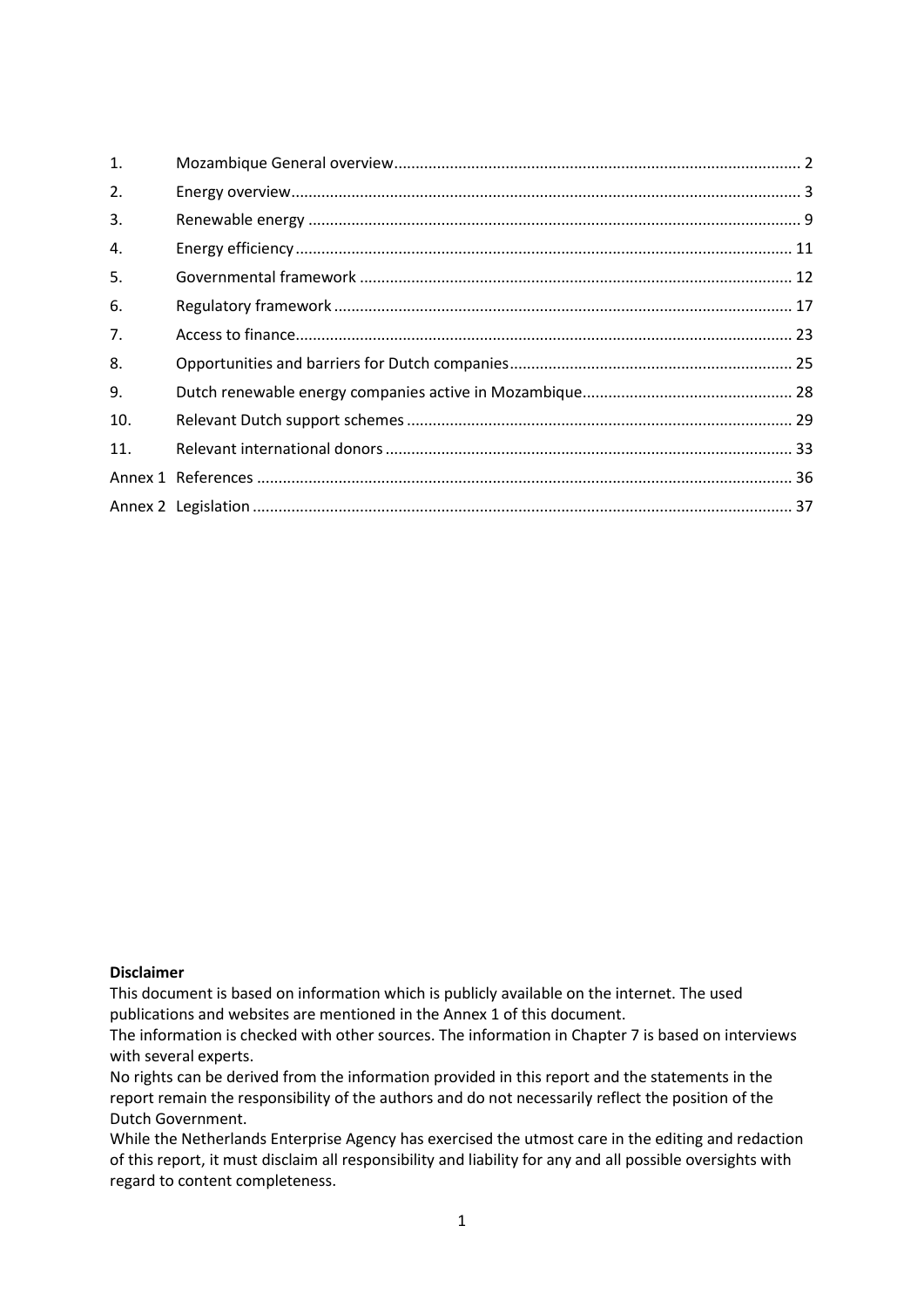| | | |
|---|---|---|
| 1. | Mozambique General overview | 2 |
| 2. | Energy overview | 3 |
| 3. | Renewable energy | 9 |
| 4. | Energy efficiency | 11 |
| 5. | Governmental framework | 12 |
| 6. | Regulatory framework | 17 |
| 7. | Access to finance | 23 |
| 8. | Opportunities and barriers for Dutch companies | 25 |
| 9. | Dutch renewable energy companies active in Mozambique | 28 |
| 10. | Relevant Dutch support schemes | 29 |
| 11. | Relevant international donors | 33 |
| Annex 1 | References | 36 |
| Annex 2 | Legislation | 37 |

**Disclaimer**

This document is based on information which is publicly available on the internet. The used publications and websites are mentioned in the Annex 1 of this document.

The information is checked with other sources. The information in Chapter 7 is based on interviews with several experts.

No rights can be derived from the information provided in this report and the statements in the report remain the responsibility of the authors and do not necessarily reflect the position of the Dutch Government.

While the Netherlands Enterprise Agency has exercised the utmost care in the editing and redaction of this report, it must disclaim all responsibility and liability for any and all possible oversights with regard to content completeness.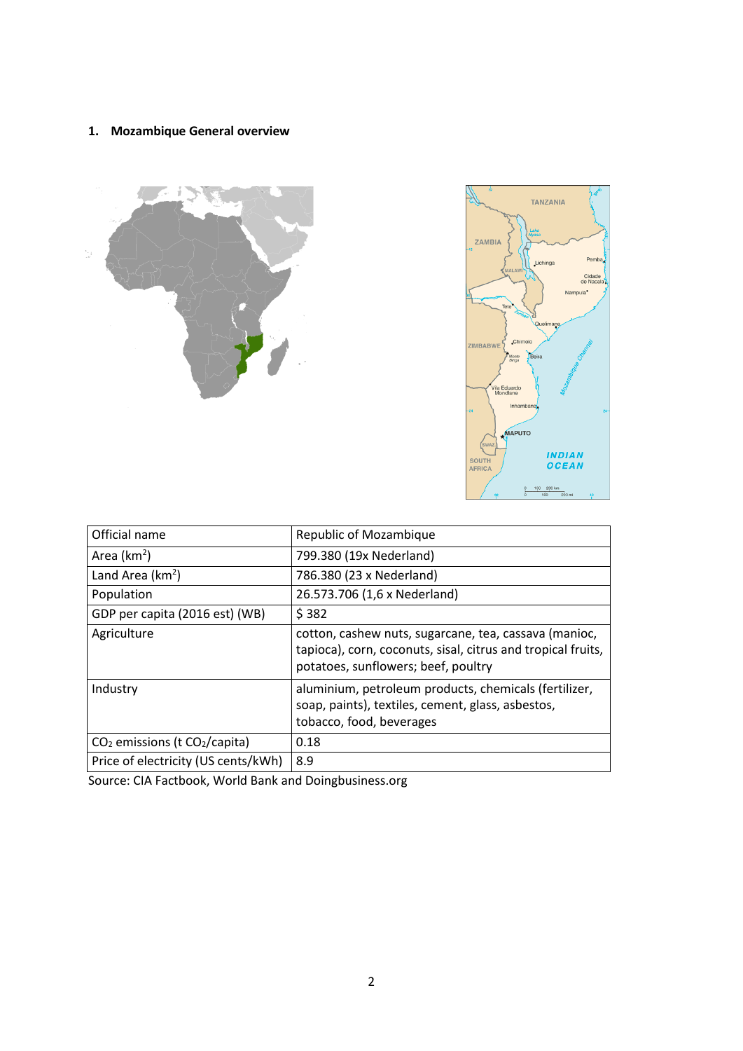## 1. Mozambique General overview

| Official name | Republic of Mozambique |
|---|---|
| Area (km$^2$) | 799.380 (19x Nederland) |
| Land Area (km$^2$) | 786.380 (23 x Nederland) |
| Population | 26.573.706 (1,6 x Nederland) |
| GDP per capita (2016 est) (WB) | $ 382 |
| Agriculture | cotton, cashew nuts, sugarcane, tea, cassava (manioc, tapioca), corn, coconuts, sisal, citrus and tropical fruits, potatoes, sunflowers; beef, poultry |
| Industry | aluminium, petroleum products, chemicals (fertilizer, soap, paints), textiles, cement, glass, asbestos, tobacco, food, beverages |
| $CO_2$ emissions (t $CO_2$/capita) | 0.18 |
| Price of electricity (US cents/kWh) | 8.9 |

Source: CIA Factbook, World Bank and Doingbusiness.org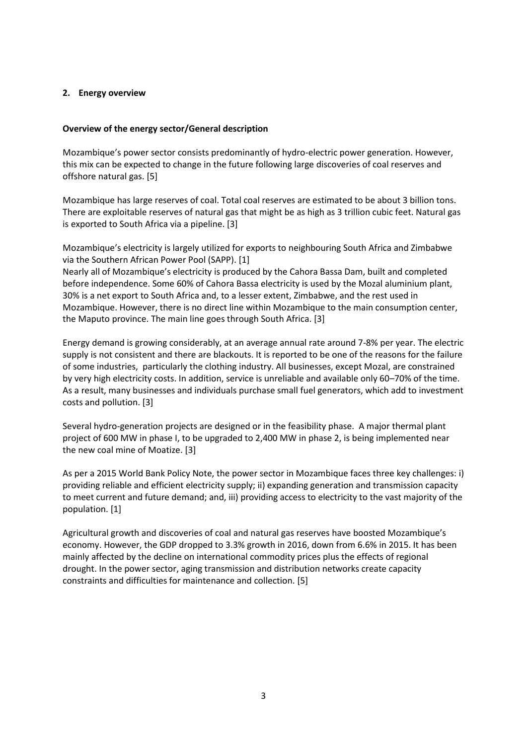## 2. Energy overview

### Overview of the energy sector/General description

Mozambique's power sector consists predominantly of hydro-electric power generation. However, this mix can be expected to change in the future following large discoveries of coal reserves and offshore natural gas. [5]

Mozambique has large reserves of coal. Total coal reserves are estimated to be about 3 billion tons. There are exploitable reserves of natural gas that might be as high as 3 trillion cubic feet. Natural gas is exported to South Africa via a pipeline. [3]

Mozambique's electricity is largely utilized for exports to neighbouring South Africa and Zimbabwe via the Southern African Power Pool (SAPP). [1]
Nearly all of Mozambique's electricity is produced by the Cahora Bassa Dam, built and completed before independence. Some 60% of Cahora Bassa electricity is used by the Mozal aluminium plant, 30% is a net export to South Africa and, to a lesser extent, Zimbabwe, and the rest used in Mozambique. However, there is no direct line within Mozambique to the main consumption center, the Maputo province. The main line goes through South Africa. [3]

Energy demand is growing considerably, at an average annual rate around 7-8% per year. The electric supply is not consistent and there are blackouts. It is reported to be one of the reasons for the failure of some industries, particularly the clothing industry. All businesses, except Mozal, are constrained by very high electricity costs. In addition, service is unreliable and available only 60–70% of the time. As a result, many businesses and individuals purchase small fuel generators, which add to investment costs and pollution. [3]

Several hydro-generation projects are designed or in the feasibility phase. A major thermal plant project of 600 MW in phase I, to be upgraded to 2,400 MW in phase 2, is being implemented near the new coal mine of Moatize. [3]

As per a 2015 World Bank Policy Note, the power sector in Mozambique faces three key challenges: i) providing reliable and efficient electricity supply; ii) expanding generation and transmission capacity to meet current and future demand; and, iii) providing access to electricity to the vast majority of the population. [1]

Agricultural growth and discoveries of coal and natural gas reserves have boosted Mozambique's economy. However, the GDP dropped to 3.3% growth in 2016, down from 6.6% in 2015. It has been mainly affected by the decline on international commodity prices plus the effects of regional drought. In the power sector, aging transmission and distribution networks create capacity constraints and difficulties for maintenance and collection. [5]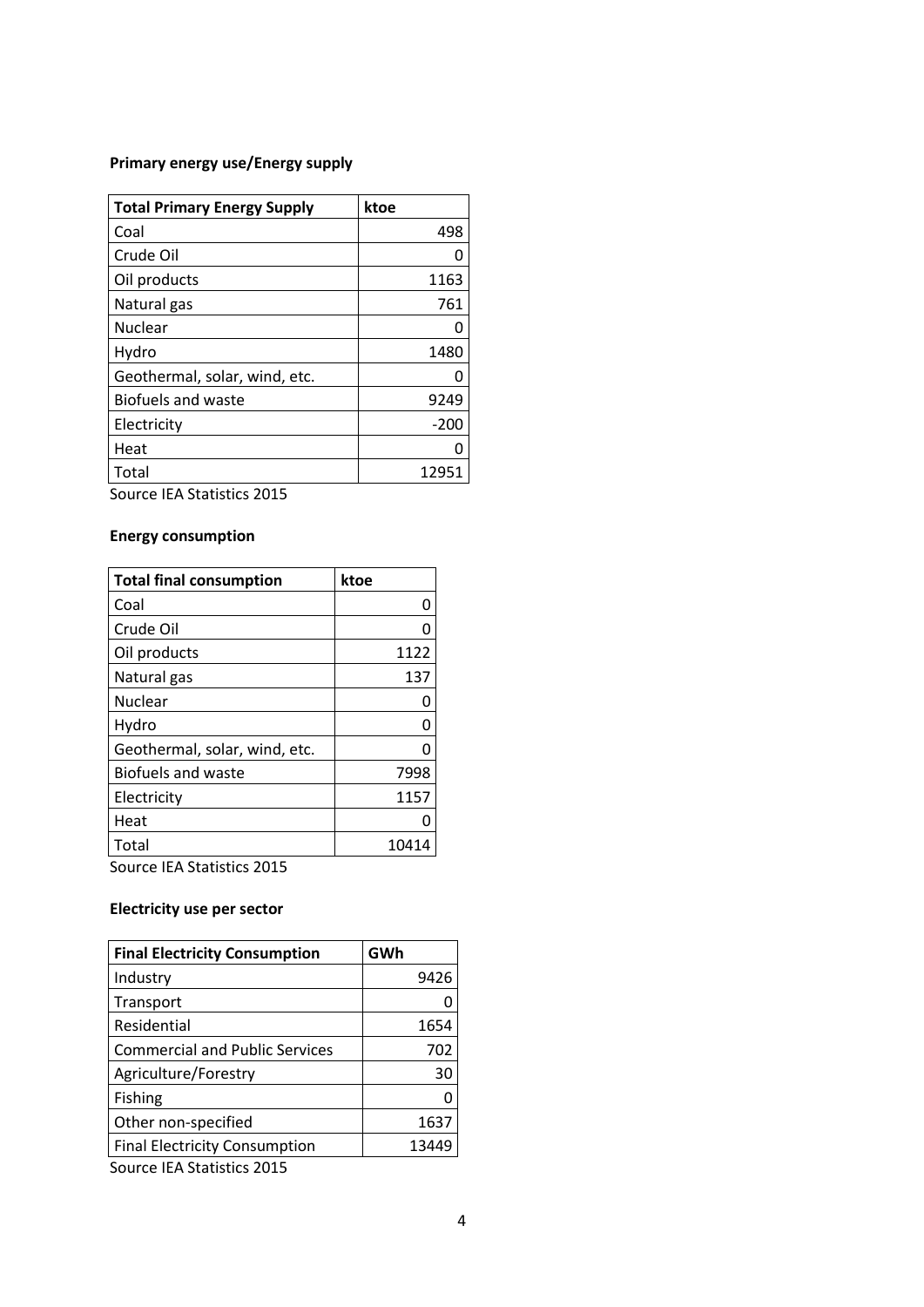**Primary energy use/Energy supply**

| Total Primary Energy Supply | ktoe |
|---|---|
| Coal | 498 |
| Crude Oil | 0 |
| Oil products | 1163 |
| Natural gas | 761 |
| Nuclear | 0 |
| Hydro | 1480 |
| Geothermal, solar, wind, etc. | 0 |
| Biofuels and waste | 9249 |
| Electricity | -200 |
| Heat | 0 |
| Total | 12951 |

Source IEA Statistics 2015

**Energy consumption**

| Total final consumption | ktoe |
|---|---|
| Coal | 0 |
| Crude Oil | 0 |
| Oil products | 1122 |
| Natural gas | 137 |
| Nuclear | 0 |
| Hydro | 0 |
| Geothermal, solar, wind, etc. | 0 |
| Biofuels and waste | 7998 |
| Electricity | 1157 |
| Heat | 0 |
| Total | 10414 |

Source IEA Statistics 2015

**Electricity use per sector**

| Final Electricity Consumption | GWh |
|---|---|
| Industry | 9426 |
| Transport | 0 |
| Residential | 1654 |
| Commercial and Public Services | 702 |
| Agriculture/Forestry | 30 |
| Fishing | 0 |
| Other non-specified | 1637 |
| Final Electricity Consumption | 13449 |

Source IEA Statistics 2015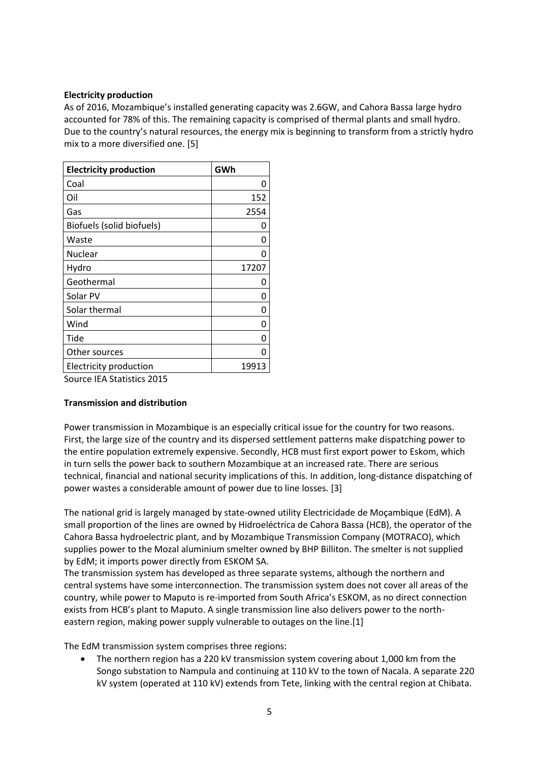**Electricity production**

As of 2016, Mozambique's installed generating capacity was 2.6GW, and Cahora Bassa large hydro accounted for 78% of this. The remaining capacity is comprised of thermal plants and small hydro. Due to the country's natural resources, the energy mix is beginning to transform from a strictly hydro mix to a more diversified one. [5]

| Electricity production | GWh |
|---|---|
| Coal | 0 |
| Oil | 152 |
| Gas | 2554 |
| Biofuels (solid biofuels) | 0 |
| Waste | 0 |
| Nuclear | 0 |
| Hydro | 17207 |
| Geothermal | 0 |
| Solar PV | 0 |
| Solar thermal | 0 |
| Wind | 0 |
| Tide | 0 |
| Other sources | 0 |
| Electricity production | 19913 |

Source IEA Statistics 2015

**Transmission and distribution**

Power transmission in Mozambique is an especially critical issue for the country for two reasons. First, the large size of the country and its dispersed settlement patterns make dispatching power to the entire population extremely expensive. Secondly, HCB must first export power to Eskom, which in turn sells the power back to southern Mozambique at an increased rate. There are serious technical, financial and national security implications of this. In addition, long-distance dispatching of power wastes a considerable amount of power due to line losses. [3]

The national grid is largely managed by state-owned utility Electricidade de Moçambique (EdM). A small proportion of the lines are owned by Hidroeléctrica de Cahora Bassa (HCB), the operator of the Cahora Bassa hydroelectric plant, and by Mozambique Transmission Company (MOTRACO), which supplies power to the Mozal aluminium smelter owned by BHP Billiton. The smelter is not supplied by EdM; it imports power directly from ESKOM SA.

The transmission system has developed as three separate systems, although the northern and central systems have some interconnection. The transmission system does not cover all areas of the country, while power to Maputo is re-imported from South Africa's ESKOM, as no direct connection exists from HCB's plant to Maputo. A single transmission line also delivers power to the north-eastern region, making power supply vulnerable to outages on the line.[1]

The EdM transmission system comprises three regions:

- The northern region has a 220 kV transmission system covering about 1,000 km from the Songo substation to Nampula and continuing at 110 kV to the town of Nacala. A separate 220 kV system (operated at 110 kV) extends from Tete, linking with the central region at Chibata.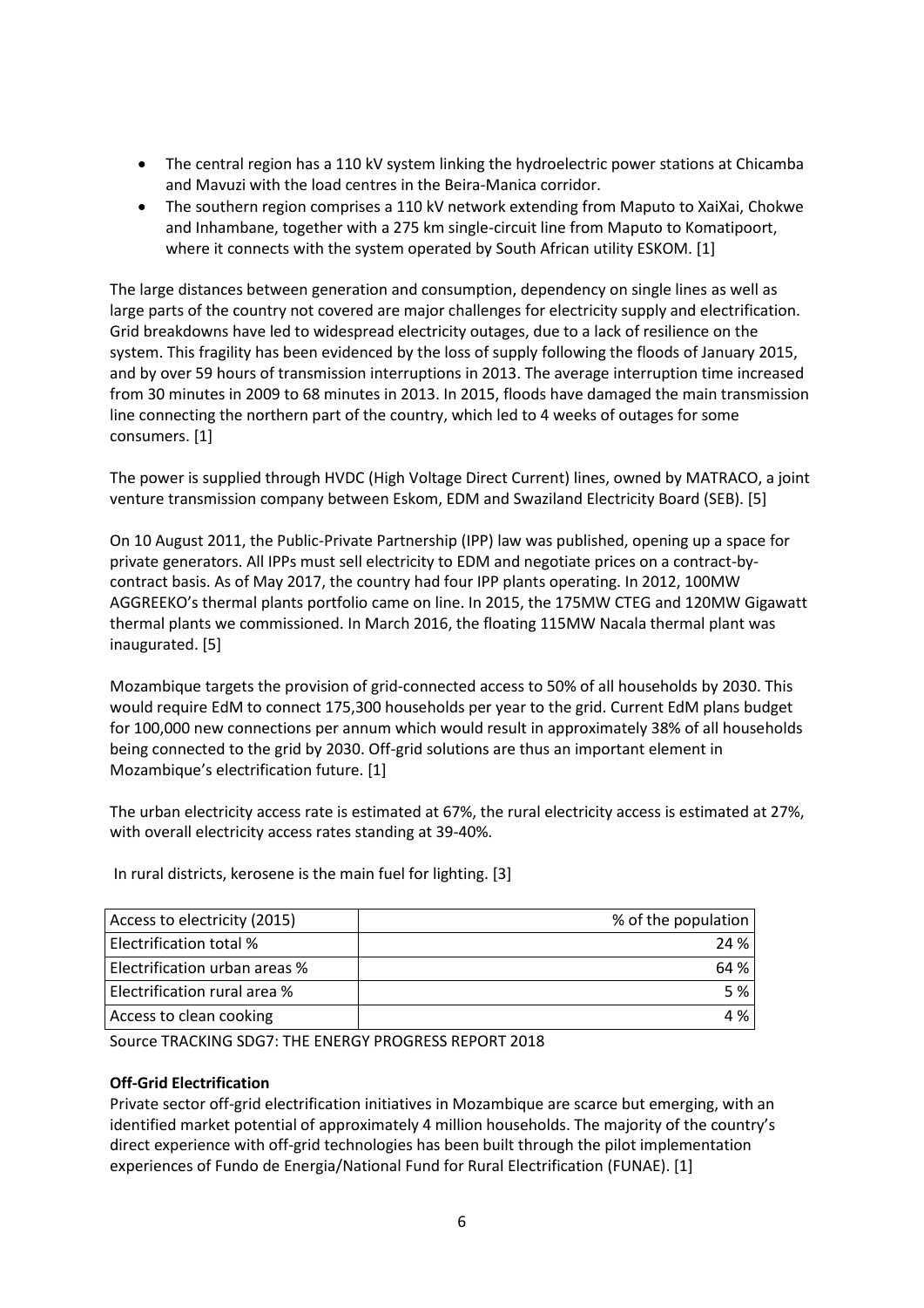- The central region has a 110 kV system linking the hydroelectric power stations at Chicamba and Mavuzi with the load centres in the Beira-Manica corridor.
- The southern region comprises a 110 kV network extending from Maputo to XaiXai, Chokwe and Inhambane, together with a 275 km single-circuit line from Maputo to Komatipoort, where it connects with the system operated by South African utility ESKOM. [1]

The large distances between generation and consumption, dependency on single lines as well as large parts of the country not covered are major challenges for electricity supply and electrification. Grid breakdowns have led to widespread electricity outages, due to a lack of resilience on the system. This fragility has been evidenced by the loss of supply following the floods of January 2015, and by over 59 hours of transmission interruptions in 2013. The average interruption time increased from 30 minutes in 2009 to 68 minutes in 2013. In 2015, floods have damaged the main transmission line connecting the northern part of the country, which led to 4 weeks of outages for some consumers. [1]

The power is supplied through HVDC (High Voltage Direct Current) lines, owned by MATRACO, a joint venture transmission company between Eskom, EDM and Swaziland Electricity Board (SEB). [5]

On 10 August 2011, the Public-Private Partnership (IPP) law was published, opening up a space for private generators. All IPPs must sell electricity to EDM and negotiate prices on a contract-by-contract basis. As of May 2017, the country had four IPP plants operating. In 2012, 100MW AGGREEKO's thermal plants portfolio came on line. In 2015, the 175MW CTEG and 120MW Gigawatt thermal plants we commissioned. In March 2016, the floating 115MW Nacala thermal plant was inaugurated. [5]

Mozambique targets the provision of grid-connected access to 50% of all households by 2030. This would require EdM to connect 175,300 households per year to the grid. Current EdM plans budget for 100,000 new connections per annum which would result in approximately 38% of all households being connected to the grid by 2030. Off-grid solutions are thus an important element in Mozambique's electrification future. [1]

The urban electricity access rate is estimated at 67%, the rural electricity access is estimated at 27%, with overall electricity access rates standing at 39-40%.

In rural districts, kerosene is the main fuel for lighting. [3]

| Access to electricity (2015) | % of the population |
|---|---|
| Electrification total % | 24 % |
| Electrification urban areas % | 64 % |
| Electrification rural area % | 5 % |
| Access to clean cooking | 4 % |

Source TRACKING SDG7: THE ENERGY PROGRESS REPORT 2018

**Off-Grid Electrification**

Private sector off-grid electrification initiatives in Mozambique are scarce but emerging, with an identified market potential of approximately 4 million households. The majority of the country's direct experience with off-grid technologies has been built through the pilot implementation experiences of Fundo de Energia/National Fund for Rural Electrification (FUNAE). [1]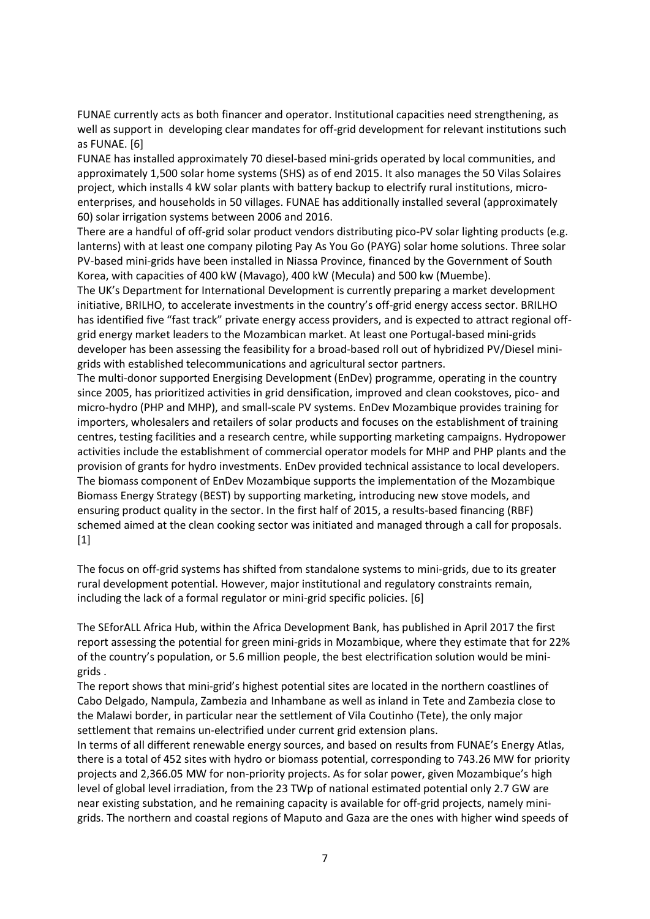FUNAE currently acts as both financer and operator. Institutional capacities need strengthening, as well as support in developing clear mandates for off-grid development for relevant institutions such as FUNAE. [6]

FUNAE has installed approximately 70 diesel-based mini-grids operated by local communities, and approximately 1,500 solar home systems (SHS) as of end 2015. It also manages the 50 Vilas Solaires project, which installs 4 kW solar plants with battery backup to electrify rural institutions, micro-enterprises, and households in 50 villages. FUNAE has additionally installed several (approximately 60) solar irrigation systems between 2006 and 2016.

There are a handful of off-grid solar product vendors distributing pico-PV solar lighting products (e.g. lanterns) with at least one company piloting Pay As You Go (PAYG) solar home solutions. Three solar PV-based mini-grids have been installed in Niassa Province, financed by the Government of South Korea, with capacities of 400 kW (Mavago), 400 kW (Mecula) and 500 kw (Muembe).

The UK's Department for International Development is currently preparing a market development initiative, BRILHO, to accelerate investments in the country's off-grid energy access sector. BRILHO has identified five "fast track" private energy access providers, and is expected to attract regional off-grid energy market leaders to the Mozambican market. At least one Portugal-based mini-grids developer has been assessing the feasibility for a broad-based roll out of hybridized PV/Diesel mini-grids with established telecommunications and agricultural sector partners.

The multi-donor supported Energising Development (EnDev) programme, operating in the country since 2005, has prioritized activities in grid densification, improved and clean cookstoves, pico- and micro-hydro (PHP and MHP), and small-scale PV systems. EnDev Mozambique provides training for importers, wholesalers and retailers of solar products and focuses on the establishment of training centres, testing facilities and a research centre, while supporting marketing campaigns. Hydropower activities include the establishment of commercial operator models for MHP and PHP plants and the provision of grants for hydro investments. EnDev provided technical assistance to local developers. The biomass component of EnDev Mozambique supports the implementation of the Mozambique Biomass Energy Strategy (BEST) by supporting marketing, introducing new stove models, and ensuring product quality in the sector. In the first half of 2015, a results-based financing (RBF) schemed aimed at the clean cooking sector was initiated and managed through a call for proposals. [1]

The focus on off-grid systems has shifted from standalone systems to mini-grids, due to its greater rural development potential. However, major institutional and regulatory constraints remain, including the lack of a formal regulator or mini-grid specific policies. [6]

The SEforALL Africa Hub, within the Africa Development Bank, has published in April 2017 the first report assessing the potential for green mini-grids in Mozambique, where they estimate that for 22% of the country's population, or 5.6 million people, the best electrification solution would be mini-grids .

The report shows that mini-grid's highest potential sites are located in the northern coastlines of Cabo Delgado, Nampula, Zambezia and Inhambane as well as inland in Tete and Zambezia close to the Malawi border, in particular near the settlement of Vila Coutinho (Tete), the only major settlement that remains un-electrified under current grid extension plans.

In terms of all different renewable energy sources, and based on results from FUNAE's Energy Atlas, there is a total of 452 sites with hydro or biomass potential, corresponding to 743.26 MW for priority projects and 2,366.05 MW for non-priority projects. As for solar power, given Mozambique's high level of global level irradiation, from the 23 TWp of national estimated potential only 2.7 GW are near existing substation, and he remaining capacity is available for off-grid projects, namely mini-grids. The northern and coastal regions of Maputo and Gaza are the ones with higher wind speeds of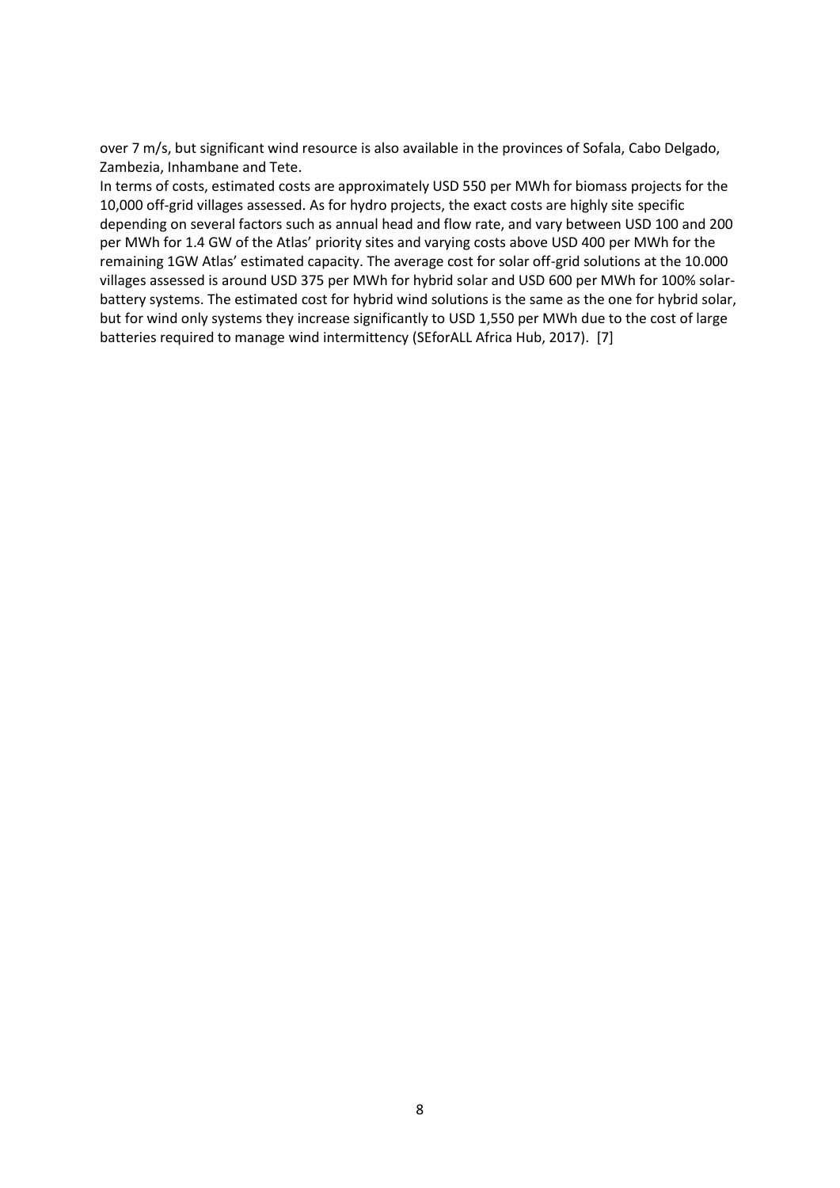over 7 m/s, but significant wind resource is also available in the provinces of Sofala, Cabo Delgado, Zambezia, Inhambane and Tete.

In terms of costs, estimated costs are approximately USD 550 per MWh for biomass projects for the 10,000 off-grid villages assessed. As for hydro projects, the exact costs are highly site specific depending on several factors such as annual head and flow rate, and vary between USD 100 and 200 per MWh for 1.4 GW of the Atlas' priority sites and varying costs above USD 400 per MWh for the remaining 1GW Atlas' estimated capacity. The average cost for solar off-grid solutions at the 10.000 villages assessed is around USD 375 per MWh for hybrid solar and USD 600 per MWh for 100% solar-battery systems. The estimated cost for hybrid wind solutions is the same as the one for hybrid solar, but for wind only systems they increase significantly to USD 1,550 per MWh due to the cost of large batteries required to manage wind intermittency (SEforALL Africa Hub, 2017). [7]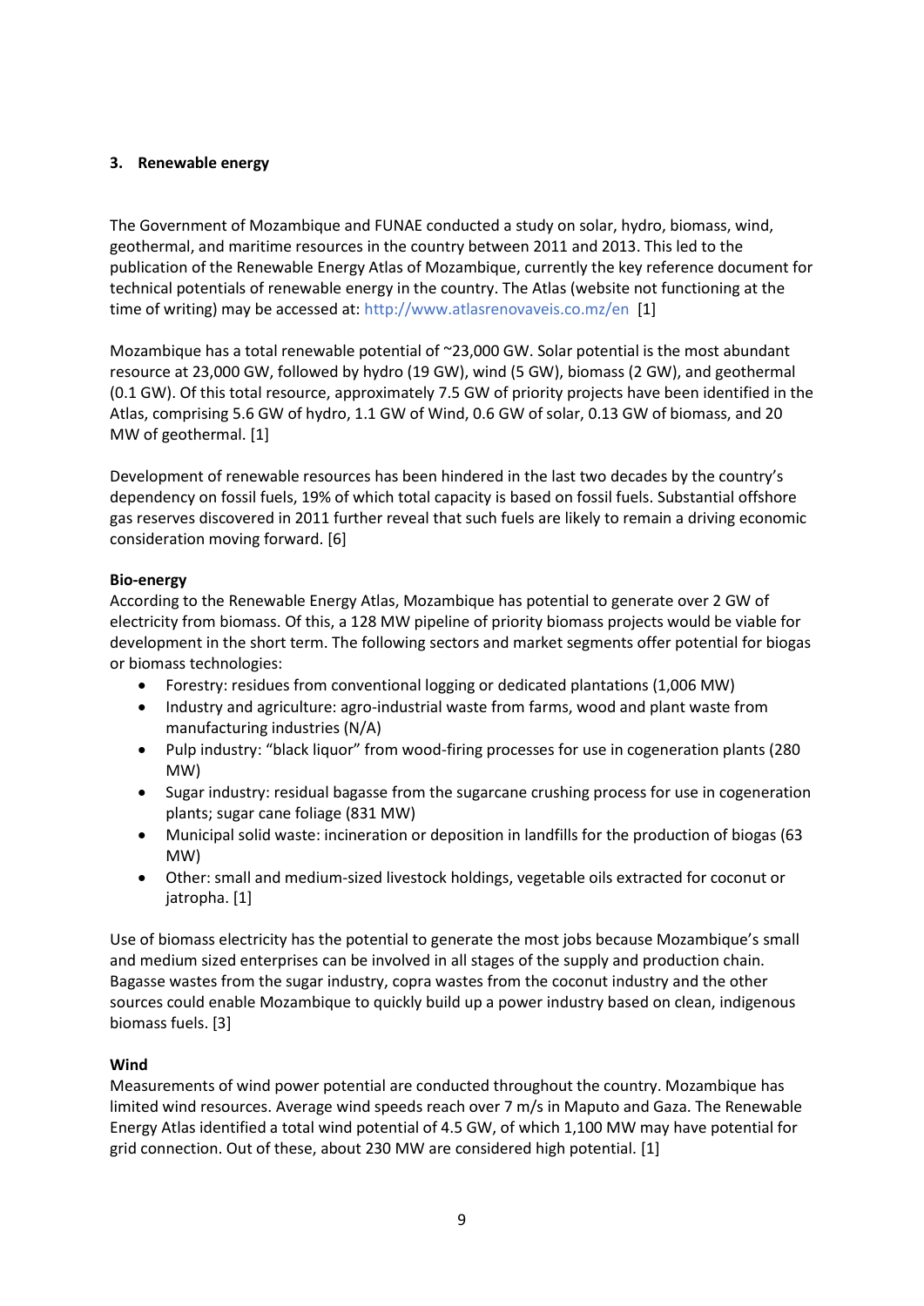## 3. Renewable energy

The Government of Mozambique and FUNAE conducted a study on solar, hydro, biomass, wind, geothermal, and maritime resources in the country between 2011 and 2013. This led to the publication of the Renewable Energy Atlas of Mozambique, currently the key reference document for technical potentials of renewable energy in the country. The Atlas (website not functioning at the time of writing) may be accessed at: http://www.atlasrenovaveis.co.mz/en [1]

Mozambique has a total renewable potential of ~23,000 GW. Solar potential is the most abundant resource at 23,000 GW, followed by hydro (19 GW), wind (5 GW), biomass (2 GW), and geothermal (0.1 GW). Of this total resource, approximately 7.5 GW of priority projects have been identified in the Atlas, comprising 5.6 GW of hydro, 1.1 GW of Wind, 0.6 GW of solar, 0.13 GW of biomass, and 20 MW of geothermal. [1]

Development of renewable resources has been hindered in the last two decades by the country's dependency on fossil fuels, 19% of which total capacity is based on fossil fuels. Substantial offshore gas reserves discovered in 2011 further reveal that such fuels are likely to remain a driving economic consideration moving forward. [6]

### Bio-energy

According to the Renewable Energy Atlas, Mozambique has potential to generate over 2 GW of electricity from biomass. Of this, a 128 MW pipeline of priority biomass projects would be viable for development in the short term. The following sectors and market segments offer potential for biogas or biomass technologies:

- Forestry: residues from conventional logging or dedicated plantations (1,006 MW)
- Industry and agriculture: agro-industrial waste from farms, wood and plant waste from manufacturing industries (N/A)
- Pulp industry: "black liquor" from wood-firing processes for use in cogeneration plants (280 MW)
- Sugar industry: residual bagasse from the sugarcane crushing process for use in cogeneration plants; sugar cane foliage (831 MW)
- Municipal solid waste: incineration or deposition in landfills for the production of biogas (63 MW)
- Other: small and medium-sized livestock holdings, vegetable oils extracted for coconut or jatropha. [1]

Use of biomass electricity has the potential to generate the most jobs because Mozambique's small and medium sized enterprises can be involved in all stages of the supply and production chain. Bagasse wastes from the sugar industry, copra wastes from the coconut industry and the other sources could enable Mozambique to quickly build up a power industry based on clean, indigenous biomass fuels. [3]

### Wind

Measurements of wind power potential are conducted throughout the country. Mozambique has limited wind resources. Average wind speeds reach over 7 m/s in Maputo and Gaza. The Renewable Energy Atlas identified a total wind potential of 4.5 GW, of which 1,100 MW may have potential for grid connection. Out of these, about 230 MW are considered high potential. [1]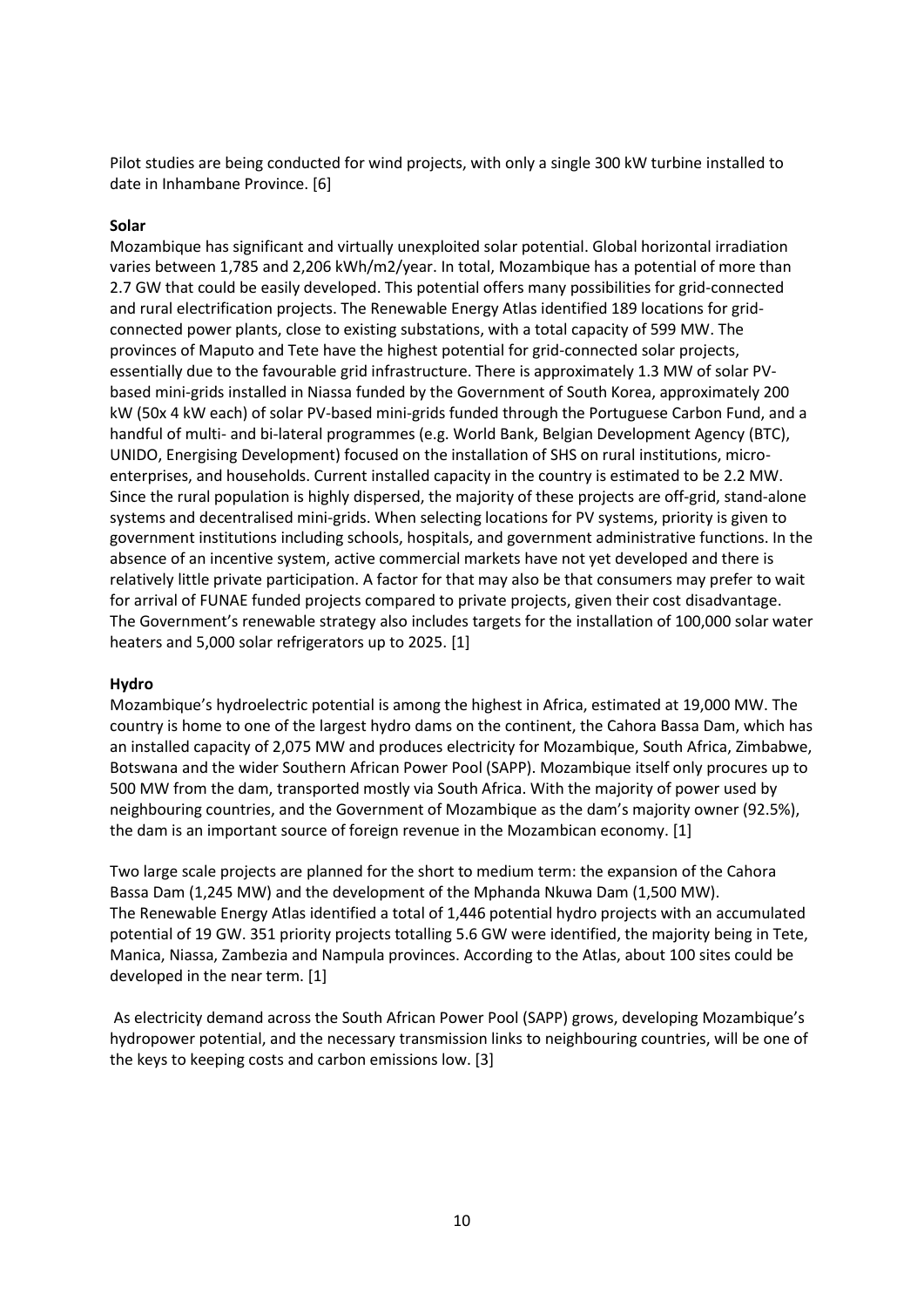Pilot studies are being conducted for wind projects, with only a single 300 kW turbine installed to date in Inhambane Province. [6]

**Solar**

Mozambique has significant and virtually unexploited solar potential. Global horizontal irradiation varies between 1,785 and 2,206 kWh/m2/year. In total, Mozambique has a potential of more than 2.7 GW that could be easily developed. This potential offers many possibilities for grid-connected and rural electrification projects. The Renewable Energy Atlas identified 189 locations for grid-connected power plants, close to existing substations, with a total capacity of 599 MW. The provinces of Maputo and Tete have the highest potential for grid-connected solar projects, essentially due to the favourable grid infrastructure. There is approximately 1.3 MW of solar PV-based mini-grids installed in Niassa funded by the Government of South Korea, approximately 200 kW (50x 4 kW each) of solar PV-based mini-grids funded through the Portuguese Carbon Fund, and a handful of multi- and bi-lateral programmes (e.g. World Bank, Belgian Development Agency (BTC), UNIDO, Energising Development) focused on the installation of SHS on rural institutions, micro-enterprises, and households. Current installed capacity in the country is estimated to be 2.2 MW. Since the rural population is highly dispersed, the majority of these projects are off-grid, stand-alone systems and decentralised mini-grids. When selecting locations for PV systems, priority is given to government institutions including schools, hospitals, and government administrative functions. In the absence of an incentive system, active commercial markets have not yet developed and there is relatively little private participation. A factor for that may also be that consumers may prefer to wait for arrival of FUNAE funded projects compared to private projects, given their cost disadvantage. The Government's renewable strategy also includes targets for the installation of 100,000 solar water heaters and 5,000 solar refrigerators up to 2025. [1]

**Hydro**

Mozambique's hydroelectric potential is among the highest in Africa, estimated at 19,000 MW. The country is home to one of the largest hydro dams on the continent, the Cahora Bassa Dam, which has an installed capacity of 2,075 MW and produces electricity for Mozambique, South Africa, Zimbabwe, Botswana and the wider Southern African Power Pool (SAPP). Mozambique itself only procures up to 500 MW from the dam, transported mostly via South Africa. With the majority of power used by neighbouring countries, and the Government of Mozambique as the dam's majority owner (92.5%), the dam is an important source of foreign revenue in the Mozambican economy. [1]

Two large scale projects are planned for the short to medium term: the expansion of the Cahora Bassa Dam (1,245 MW) and the development of the Mphanda Nkuwa Dam (1,500 MW). The Renewable Energy Atlas identified a total of 1,446 potential hydro projects with an accumulated potential of 19 GW. 351 priority projects totalling 5.6 GW were identified, the majority being in Tete, Manica, Niassa, Zambezia and Nampula provinces. According to the Atlas, about 100 sites could be developed in the near term. [1]

As electricity demand across the South African Power Pool (SAPP) grows, developing Mozambique's hydropower potential, and the necessary transmission links to neighbouring countries, will be one of the keys to keeping costs and carbon emissions low. [3]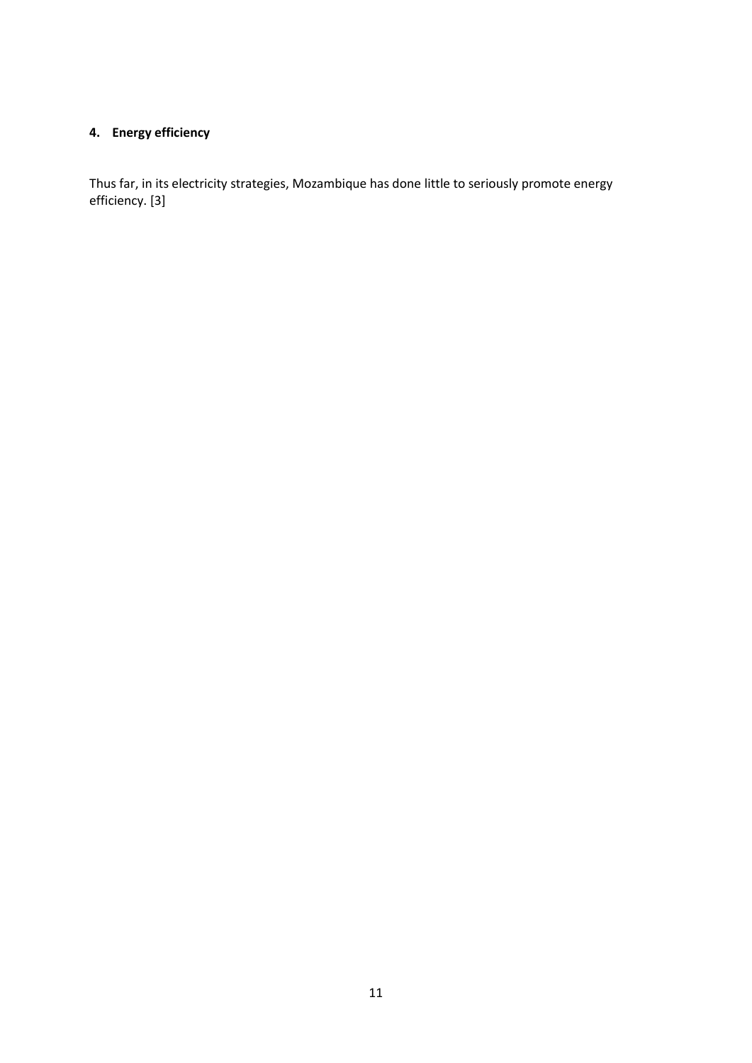## 4. Energy efficiency

Thus far, in its electricity strategies, Mozambique has done little to seriously promote energy efficiency. [3]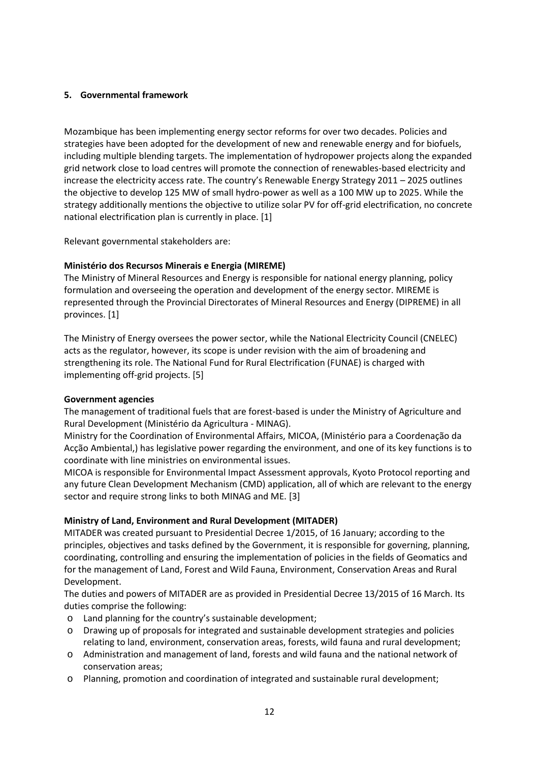## 5. Governmental framework

Mozambique has been implementing energy sector reforms for over two decades. Policies and strategies have been adopted for the development of new and renewable energy and for biofuels, including multiple blending targets. The implementation of hydropower projects along the expanded grid network close to load centres will promote the connection of renewables-based electricity and increase the electricity access rate. The country's Renewable Energy Strategy 2011 – 2025 outlines the objective to develop 125 MW of small hydro-power as well as a 100 MW up to 2025. While the strategy additionally mentions the objective to utilize solar PV for off-grid electrification, no concrete national electrification plan is currently in place. [1]

Relevant governmental stakeholders are:

**Ministério dos Recursos Minerais e Energia (MIREME)**
The Ministry of Mineral Resources and Energy is responsible for national energy planning, policy formulation and overseeing the operation and development of the energy sector. MIREME is represented through the Provincial Directorates of Mineral Resources and Energy (DIPREME) in all provinces. [1]

The Ministry of Energy oversees the power sector, while the National Electricity Council (CNELEC) acts as the regulator, however, its scope is under revision with the aim of broadening and strengthening its role. The National Fund for Rural Electrification (FUNAE) is charged with implementing off-grid projects. [5]

**Government agencies**
The management of traditional fuels that are forest-based is under the Ministry of Agriculture and Rural Development (Ministério da Agricultura - MINAG).
Ministry for the Coordination of Environmental Affairs, MICOA, (Ministério para a Coordenação da Acção Ambiental,) has legislative power regarding the environment, and one of its key functions is to coordinate with line ministries on environmental issues.
MICOA is responsible for Environmental Impact Assessment approvals, Kyoto Protocol reporting and any future Clean Development Mechanism (CMD) application, all of which are relevant to the energy sector and require strong links to both MINAG and ME. [3]

**Ministry of Land, Environment and Rural Development (MITADER)**
MITADER was created pursuant to Presidential Decree 1/2015, of 16 January; according to the principles, objectives and tasks defined by the Government, it is responsible for governing, planning, coordinating, controlling and ensuring the implementation of policies in the fields of Geomatics and for the management of Land, Forest and Wild Fauna, Environment, Conservation Areas and Rural Development.
The duties and powers of MITADER are as provided in Presidential Decree 13/2015 of 16 March. Its duties comprise the following:

- Land planning for the country's sustainable development;
- Drawing up of proposals for integrated and sustainable development strategies and policies relating to land, environment, conservation areas, forests, wild fauna and rural development;
- Administration and management of land, forests and wild fauna and the national network of conservation areas;
- Planning, promotion and coordination of integrated and sustainable rural development;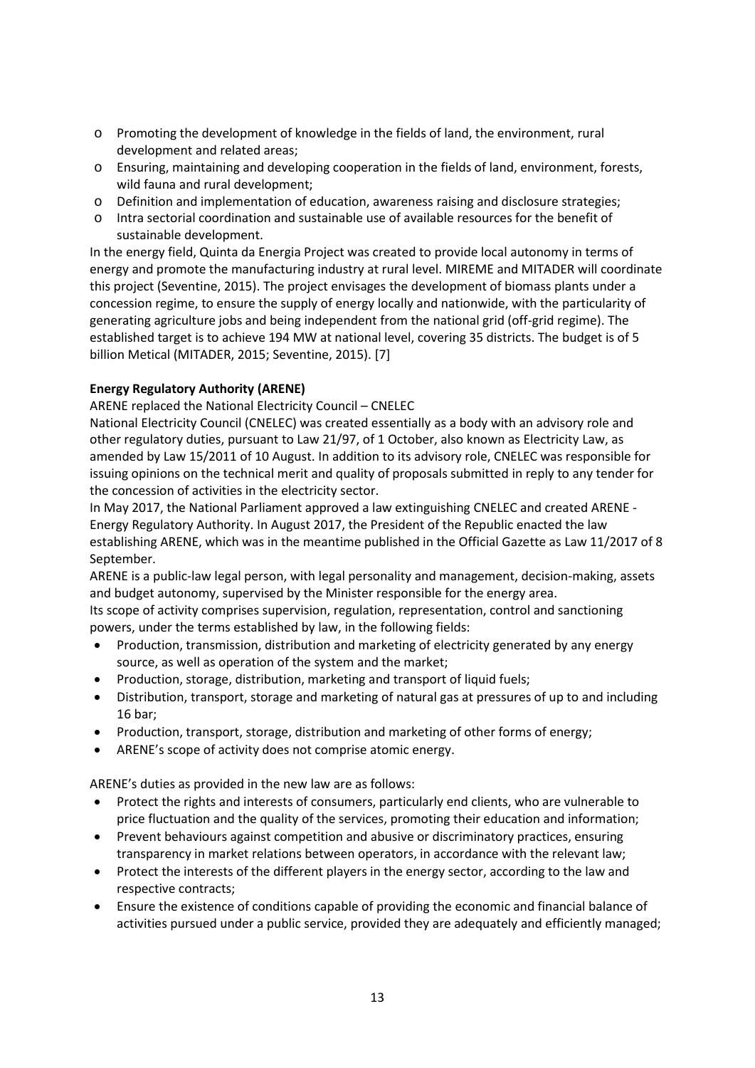- Promoting the development of knowledge in the fields of land, the environment, rural development and related areas;
- Ensuring, maintaining and developing cooperation in the fields of land, environment, forests, wild fauna and rural development;
- Definition and implementation of education, awareness raising and disclosure strategies;
- Intra sectorial coordination and sustainable use of available resources for the benefit of sustainable development.

In the energy field, Quinta da Energia Project was created to provide local autonomy in terms of energy and promote the manufacturing industry at rural level. MIREME and MITADER will coordinate this project (Seventine, 2015). The project envisages the development of biomass plants under a concession regime, to ensure the supply of energy locally and nationwide, with the particularity of generating agriculture jobs and being independent from the national grid (off-grid regime). The established target is to achieve 194 MW at national level, covering 35 districts. The budget is of 5 billion Metical (MITADER, 2015; Seventine, 2015). [7]

**Energy Regulatory Authority (ARENE)**

ARENE replaced the National Electricity Council – CNELEC

National Electricity Council (CNELEC) was created essentially as a body with an advisory role and other regulatory duties, pursuant to Law 21/97, of 1 October, also known as Electricity Law, as amended by Law 15/2011 of 10 August. In addition to its advisory role, CNELEC was responsible for issuing opinions on the technical merit and quality of proposals submitted in reply to any tender for the concession of activities in the electricity sector.

In May 2017, the National Parliament approved a law extinguishing CNELEC and created ARENE - Energy Regulatory Authority. In August 2017, the President of the Republic enacted the law establishing ARENE, which was in the meantime published in the Official Gazette as Law 11/2017 of 8 September.

ARENE is a public-law legal person, with legal personality and management, decision-making, assets and budget autonomy, supervised by the Minister responsible for the energy area.

Its scope of activity comprises supervision, regulation, representation, control and sanctioning powers, under the terms established by law, in the following fields:

- Production, transmission, distribution and marketing of electricity generated by any energy source, as well as operation of the system and the market;
- Production, storage, distribution, marketing and transport of liquid fuels;
- Distribution, transport, storage and marketing of natural gas at pressures of up to and including 16 bar;
- Production, transport, storage, distribution and marketing of other forms of energy;
- ARENE's scope of activity does not comprise atomic energy.

ARENE's duties as provided in the new law are as follows:

- Protect the rights and interests of consumers, particularly end clients, who are vulnerable to price fluctuation and the quality of the services, promoting their education and information;
- Prevent behaviours against competition and abusive or discriminatory practices, ensuring transparency in market relations between operators, in accordance with the relevant law;
- Protect the interests of the different players in the energy sector, according to the law and respective contracts;
- Ensure the existence of conditions capable of providing the economic and financial balance of activities pursued under a public service, provided they are adequately and efficiently managed;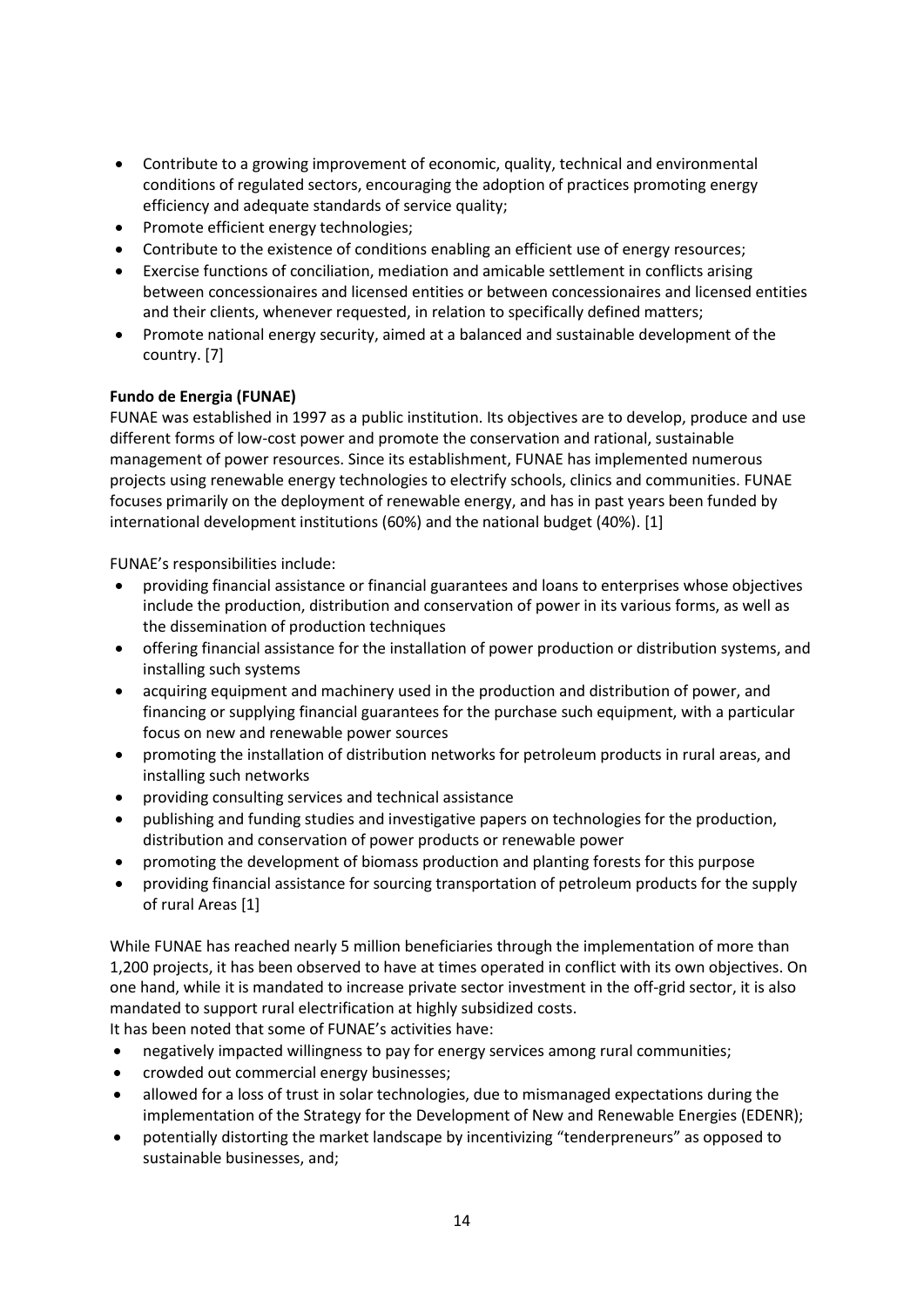- Contribute to a growing improvement of economic, quality, technical and environmental conditions of regulated sectors, encouraging the adoption of practices promoting energy efficiency and adequate standards of service quality;
- Promote efficient energy technologies;
- Contribute to the existence of conditions enabling an efficient use of energy resources;
- Exercise functions of conciliation, mediation and amicable settlement in conflicts arising between concessionaires and licensed entities or between concessionaires and licensed entities and their clients, whenever requested, in relation to specifically defined matters;
- Promote national energy security, aimed at a balanced and sustainable development of the country. [7]

**Fundo de Energia (FUNAE)**

FUNAE was established in 1997 as a public institution. Its objectives are to develop, produce and use different forms of low-cost power and promote the conservation and rational, sustainable management of power resources. Since its establishment, FUNAE has implemented numerous projects using renewable energy technologies to electrify schools, clinics and communities. FUNAE focuses primarily on the deployment of renewable energy, and has in past years been funded by international development institutions (60%) and the national budget (40%). [1]

FUNAE's responsibilities include:

- providing financial assistance or financial guarantees and loans to enterprises whose objectives include the production, distribution and conservation of power in its various forms, as well as the dissemination of production techniques
- offering financial assistance for the installation of power production or distribution systems, and installing such systems
- acquiring equipment and machinery used in the production and distribution of power, and financing or supplying financial guarantees for the purchase such equipment, with a particular focus on new and renewable power sources
- promoting the installation of distribution networks for petroleum products in rural areas, and installing such networks
- providing consulting services and technical assistance
- publishing and funding studies and investigative papers on technologies for the production, distribution and conservation of power products or renewable power
- promoting the development of biomass production and planting forests for this purpose
- providing financial assistance for sourcing transportation of petroleum products for the supply of rural Areas [1]

While FUNAE has reached nearly 5 million beneficiaries through the implementation of more than 1,200 projects, it has been observed to have at times operated in conflict with its own objectives. On one hand, while it is mandated to increase private sector investment in the off-grid sector, it is also mandated to support rural electrification at highly subsidized costs.
It has been noted that some of FUNAE's activities have:

- negatively impacted willingness to pay for energy services among rural communities;
- crowded out commercial energy businesses;
- allowed for a loss of trust in solar technologies, due to mismanaged expectations during the implementation of the Strategy for the Development of New and Renewable Energies (EDENR);
- potentially distorting the market landscape by incentivizing "tenderpreneurs" as opposed to sustainable businesses, and;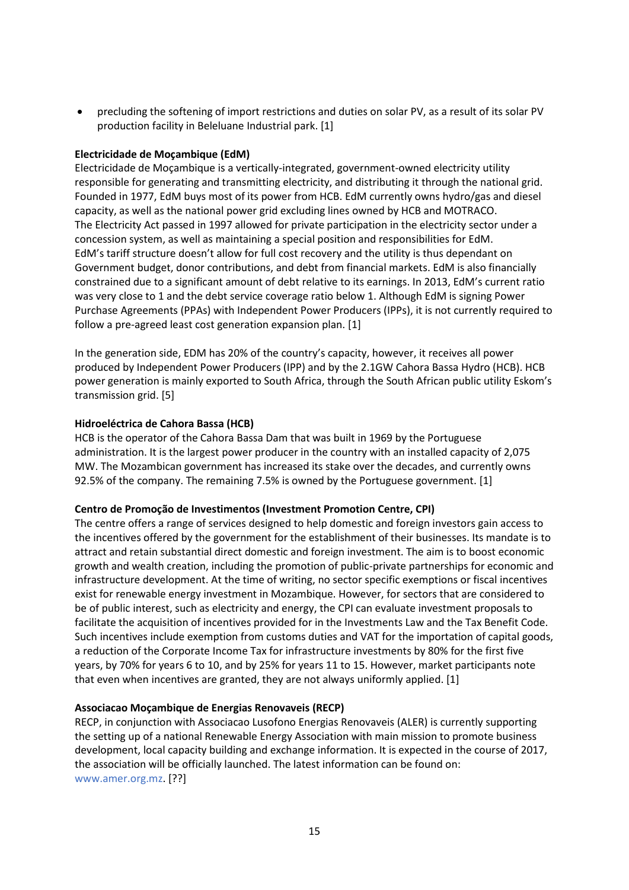- precluding the softening of import restrictions and duties on solar PV, as a result of its solar PV production facility in Beleluane Industrial park. [1]

**Electricidade de Moçambique (EdM)**

Electricidade de Moçambique is a vertically-integrated, government-owned electricity utility responsible for generating and transmitting electricity, and distributing it through the national grid. Founded in 1977, EdM buys most of its power from HCB. EdM currently owns hydro/gas and diesel capacity, as well as the national power grid excluding lines owned by HCB and MOTRACO.
The Electricity Act passed in 1997 allowed for private participation in the electricity sector under a concession system, as well as maintaining a special position and responsibilities for EdM.
EdM's tariff structure doesn't allow for full cost recovery and the utility is thus dependant on Government budget, donor contributions, and debt from financial markets. EdM is also financially constrained due to a significant amount of debt relative to its earnings. In 2013, EdM's current ratio was very close to 1 and the debt service coverage ratio below 1. Although EdM is signing Power Purchase Agreements (PPAs) with Independent Power Producers (IPPs), it is not currently required to follow a pre-agreed least cost generation expansion plan. [1]

In the generation side, EDM has 20% of the country's capacity, however, it receives all power produced by Independent Power Producers (IPP) and by the 2.1GW Cahora Bassa Hydro (HCB). HCB power generation is mainly exported to South Africa, through the South African public utility Eskom's transmission grid. [5]

**Hidroeléctrica de Cahora Bassa (HCB)**

HCB is the operator of the Cahora Bassa Dam that was built in 1969 by the Portuguese administration. It is the largest power producer in the country with an installed capacity of 2,075 MW. The Mozambican government has increased its stake over the decades, and currently owns 92.5% of the company. The remaining 7.5% is owned by the Portuguese government. [1]

**Centro de Promoção de Investimentos (Investment Promotion Centre, CPI)**

The centre offers a range of services designed to help domestic and foreign investors gain access to the incentives offered by the government for the establishment of their businesses. Its mandate is to attract and retain substantial direct domestic and foreign investment. The aim is to boost economic growth and wealth creation, including the promotion of public-private partnerships for economic and infrastructure development. At the time of writing, no sector specific exemptions or fiscal incentives exist for renewable energy investment in Mozambique. However, for sectors that are considered to be of public interest, such as electricity and energy, the CPI can evaluate investment proposals to facilitate the acquisition of incentives provided for in the Investments Law and the Tax Benefit Code. Such incentives include exemption from customs duties and VAT for the importation of capital goods, a reduction of the Corporate Income Tax for infrastructure investments by 80% for the first five years, by 70% for years 6 to 10, and by 25% for years 11 to 15. However, market participants note that even when incentives are granted, they are not always uniformly applied. [1]

**Associacao Moçambique de Energias Renovaveis (RECP)**

RECP, in conjunction with Associacao Lusofono Energias Renovaveis (ALER) is currently supporting the setting up of a national Renewable Energy Association with main mission to promote business development, local capacity building and exchange information. It is expected in the course of 2017, the association will be officially launched. The latest information can be found on: www.amer.org.mz. [??]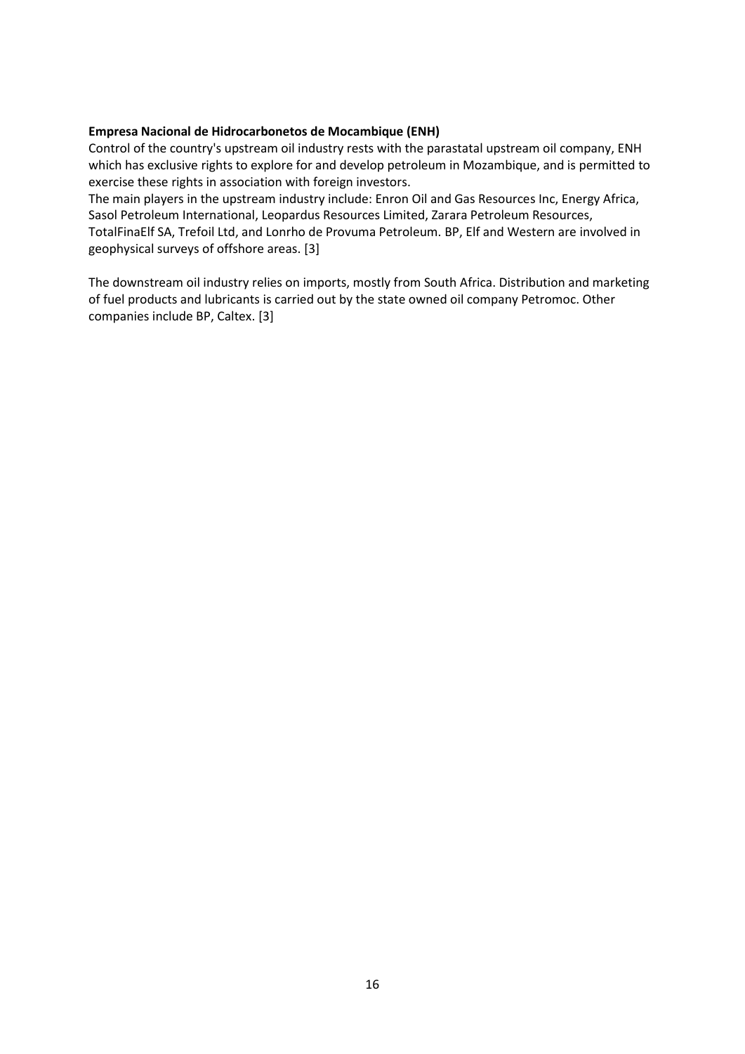**Empresa Nacional de Hidrocarbonetos de Mocambique (ENH)**

Control of the country's upstream oil industry rests with the parastatal upstream oil company, ENH which has exclusive rights to explore for and develop petroleum in Mozambique, and is permitted to exercise these rights in association with foreign investors.

The main players in the upstream industry include: Enron Oil and Gas Resources Inc, Energy Africa, Sasol Petroleum International, Leopardus Resources Limited, Zarara Petroleum Resources, TotalFinaElf SA, Trefoil Ltd, and Lonrho de Provuma Petroleum. BP, Elf and Western are involved in geophysical surveys of offshore areas. [3]

The downstream oil industry relies on imports, mostly from South Africa. Distribution and marketing of fuel products and lubricants is carried out by the state owned oil company Petromoc. Other companies include BP, Caltex. [3]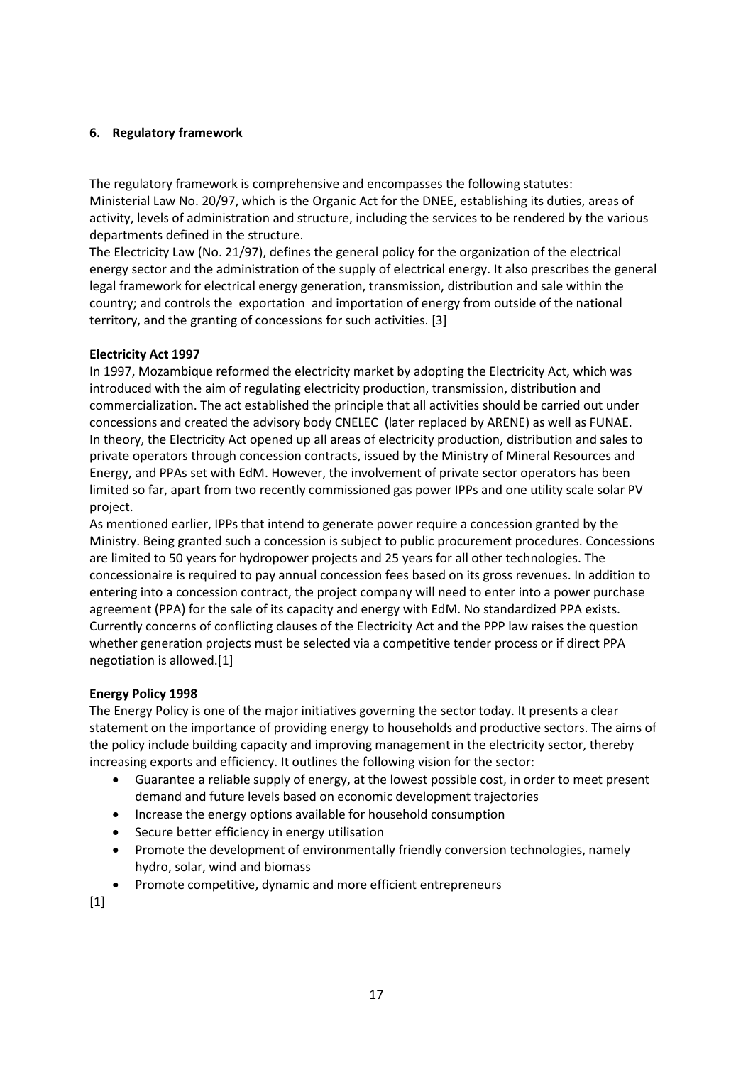## 6. Regulatory framework

The regulatory framework is comprehensive and encompasses the following statutes:
Ministerial Law No. 20/97, which is the Organic Act for the DNEE, establishing its duties, areas of activity, levels of administration and structure, including the services to be rendered by the various departments defined in the structure.
The Electricity Law (No. 21/97), defines the general policy for the organization of the electrical energy sector and the administration of the supply of electrical energy. It also prescribes the general legal framework for electrical energy generation, transmission, distribution and sale within the country; and controls the exportation and importation of energy from outside of the national territory, and the granting of concessions for such activities. [3]

**Electricity Act 1997**

In 1997, Mozambique reformed the electricity market by adopting the Electricity Act, which was introduced with the aim of regulating electricity production, transmission, distribution and commercialization. The act established the principle that all activities should be carried out under concessions and created the advisory body CNELEC (later replaced by ARENE) as well as FUNAE.
In theory, the Electricity Act opened up all areas of electricity production, distribution and sales to private operators through concession contracts, issued by the Ministry of Mineral Resources and Energy, and PPAs set with EdM. However, the involvement of private sector operators has been limited so far, apart from two recently commissioned gas power IPPs and one utility scale solar PV project.
As mentioned earlier, IPPs that intend to generate power require a concession granted by the Ministry. Being granted such a concession is subject to public procurement procedures. Concessions are limited to 50 years for hydropower projects and 25 years for all other technologies. The concessionaire is required to pay annual concession fees based on its gross revenues. In addition to entering into a concession contract, the project company will need to enter into a power purchase agreement (PPA) for the sale of its capacity and energy with EdM. No standardized PPA exists. Currently concerns of conflicting clauses of the Electricity Act and the PPP law raises the question whether generation projects must be selected via a competitive tender process or if direct PPA negotiation is allowed.[1]

**Energy Policy 1998**

The Energy Policy is one of the major initiatives governing the sector today. It presents a clear statement on the importance of providing energy to households and productive sectors. The aims of the policy include building capacity and improving management in the electricity sector, thereby increasing exports and efficiency. It outlines the following vision for the sector:

- Guarantee a reliable supply of energy, at the lowest possible cost, in order to meet present demand and future levels based on economic development trajectories
- Increase the energy options available for household consumption
- Secure better efficiency in energy utilisation
- Promote the development of environmentally friendly conversion technologies, namely hydro, solar, wind and biomass
- Promote competitive, dynamic and more efficient entrepreneurs

[1]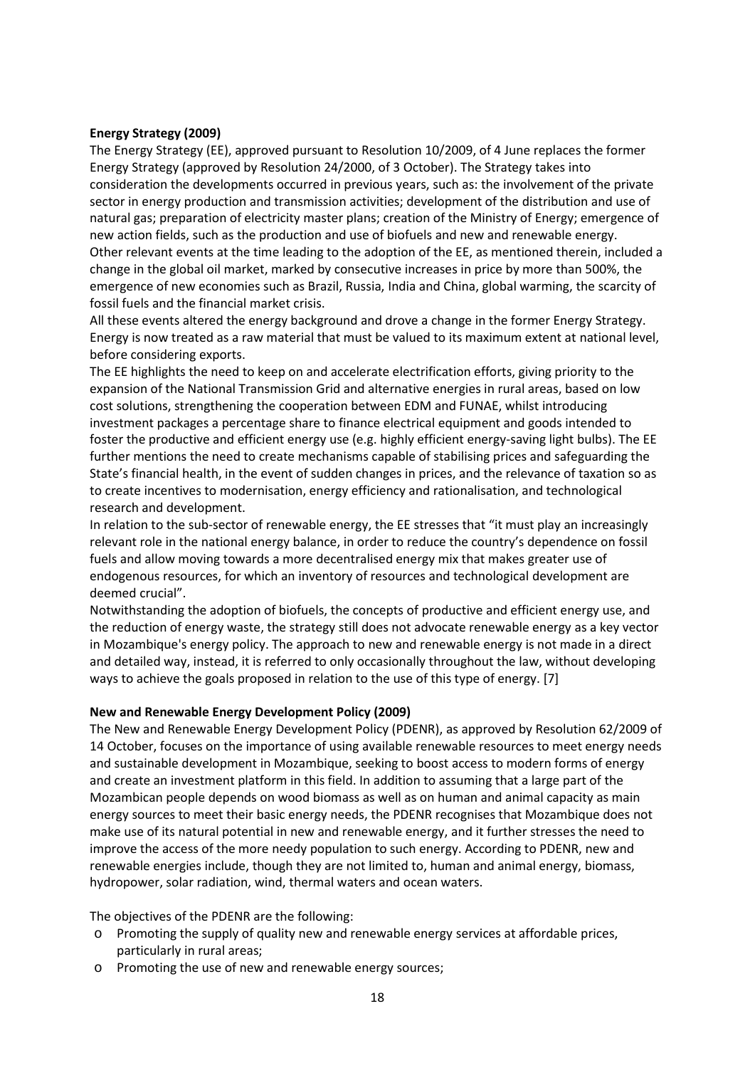**Energy Strategy (2009)**

The Energy Strategy (EE), approved pursuant to Resolution 10/2009, of 4 June replaces the former Energy Strategy (approved by Resolution 24/2000, of 3 October). The Strategy takes into consideration the developments occurred in previous years, such as: the involvement of the private sector in energy production and transmission activities; development of the distribution and use of natural gas; preparation of electricity master plans; creation of the Ministry of Energy; emergence of new action fields, such as the production and use of biofuels and new and renewable energy. Other relevant events at the time leading to the adoption of the EE, as mentioned therein, included a change in the global oil market, marked by consecutive increases in price by more than 500%, the emergence of new economies such as Brazil, Russia, India and China, global warming, the scarcity of fossil fuels and the financial market crisis.

All these events altered the energy background and drove a change in the former Energy Strategy. Energy is now treated as a raw material that must be valued to its maximum extent at national level, before considering exports.

The EE highlights the need to keep on and accelerate electrification efforts, giving priority to the expansion of the National Transmission Grid and alternative energies in rural areas, based on low cost solutions, strengthening the cooperation between EDM and FUNAE, whilst introducing investment packages a percentage share to finance electrical equipment and goods intended to foster the productive and efficient energy use (e.g. highly efficient energy-saving light bulbs). The EE further mentions the need to create mechanisms capable of stabilising prices and safeguarding the State's financial health, in the event of sudden changes in prices, and the relevance of taxation so as to create incentives to modernisation, energy efficiency and rationalisation, and technological research and development.

In relation to the sub-sector of renewable energy, the EE stresses that "it must play an increasingly relevant role in the national energy balance, in order to reduce the country's dependence on fossil fuels and allow moving towards a more decentralised energy mix that makes greater use of endogenous resources, for which an inventory of resources and technological development are deemed crucial".

Notwithstanding the adoption of biofuels, the concepts of productive and efficient energy use, and the reduction of energy waste, the strategy still does not advocate renewable energy as a key vector in Mozambique's energy policy. The approach to new and renewable energy is not made in a direct and detailed way, instead, it is referred to only occasionally throughout the law, without developing ways to achieve the goals proposed in relation to the use of this type of energy. [7]

**New and Renewable Energy Development Policy (2009)**

The New and Renewable Energy Development Policy (PDENR), as approved by Resolution 62/2009 of 14 October, focuses on the importance of using available renewable resources to meet energy needs and sustainable development in Mozambique, seeking to boost access to modern forms of energy and create an investment platform in this field. In addition to assuming that a large part of the Mozambican people depends on wood biomass as well as on human and animal capacity as main energy sources to meet their basic energy needs, the PDENR recognises that Mozambique does not make use of its natural potential in new and renewable energy, and it further stresses the need to improve the access of the more needy population to such energy. According to PDENR, new and renewable energies include, though they are not limited to, human and animal energy, biomass, hydropower, solar radiation, wind, thermal waters and ocean waters.

The objectives of the PDENR are the following:

- Promoting the supply of quality new and renewable energy services at affordable prices, particularly in rural areas;
- Promoting the use of new and renewable energy sources;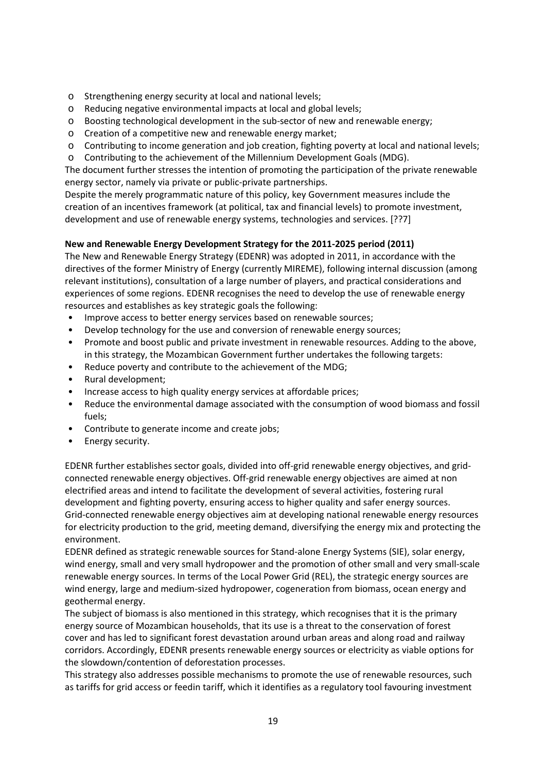- Strengthening energy security at local and national levels;
- Reducing negative environmental impacts at local and global levels;
- Boosting technological development in the sub-sector of new and renewable energy;
- Creation of a competitive new and renewable energy market;
- Contributing to income generation and job creation, fighting poverty at local and national levels;
- Contributing to the achievement of the Millennium Development Goals (MDG).

The document further stresses the intention of promoting the participation of the private renewable energy sector, namely via private or public-private partnerships.

Despite the merely programmatic nature of this policy, key Government measures include the creation of an incentives framework (at political, tax and financial levels) to promote investment, development and use of renewable energy systems, technologies and services. [??7]

**New and Renewable Energy Development Strategy for the 2011-2025 period (2011)**

The New and Renewable Energy Strategy (EDENR) was adopted in 2011, in accordance with the directives of the former Ministry of Energy (currently MIREME), following internal discussion (among relevant institutions), consultation of a large number of players, and practical considerations and experiences of some regions. EDENR recognises the need to develop the use of renewable energy resources and establishes as key strategic goals the following:

- Improve access to better energy services based on renewable sources;
- Develop technology for the use and conversion of renewable energy sources;
- Promote and boost public and private investment in renewable resources. Adding to the above, in this strategy, the Mozambican Government further undertakes the following targets:
- Reduce poverty and contribute to the achievement of the MDG;
- Rural development;
- Increase access to high quality energy services at affordable prices;
- Reduce the environmental damage associated with the consumption of wood biomass and fossil fuels;
- Contribute to generate income and create jobs;
- Energy security.

EDENR further establishes sector goals, divided into off-grid renewable energy objectives, and grid-connected renewable energy objectives. Off-grid renewable energy objectives are aimed at non electrified areas and intend to facilitate the development of several activities, fostering rural development and fighting poverty, ensuring access to higher quality and safer energy sources. Grid-connected renewable energy objectives aim at developing national renewable energy resources for electricity production to the grid, meeting demand, diversifying the energy mix and protecting the environment.

EDENR defined as strategic renewable sources for Stand-alone Energy Systems (SIE), solar energy, wind energy, small and very small hydropower and the promotion of other small and very small-scale renewable energy sources. In terms of the Local Power Grid (REL), the strategic energy sources are wind energy, large and medium-sized hydropower, cogeneration from biomass, ocean energy and geothermal energy.

The subject of biomass is also mentioned in this strategy, which recognises that it is the primary energy source of Mozambican households, that its use is a threat to the conservation of forest cover and has led to significant forest devastation around urban areas and along road and railway corridors. Accordingly, EDENR presents renewable energy sources or electricity as viable options for the slowdown/contention of deforestation processes.

This strategy also addresses possible mechanisms to promote the use of renewable resources, such as tariffs for grid access or feedin tariff, which it identifies as a regulatory tool favouring investment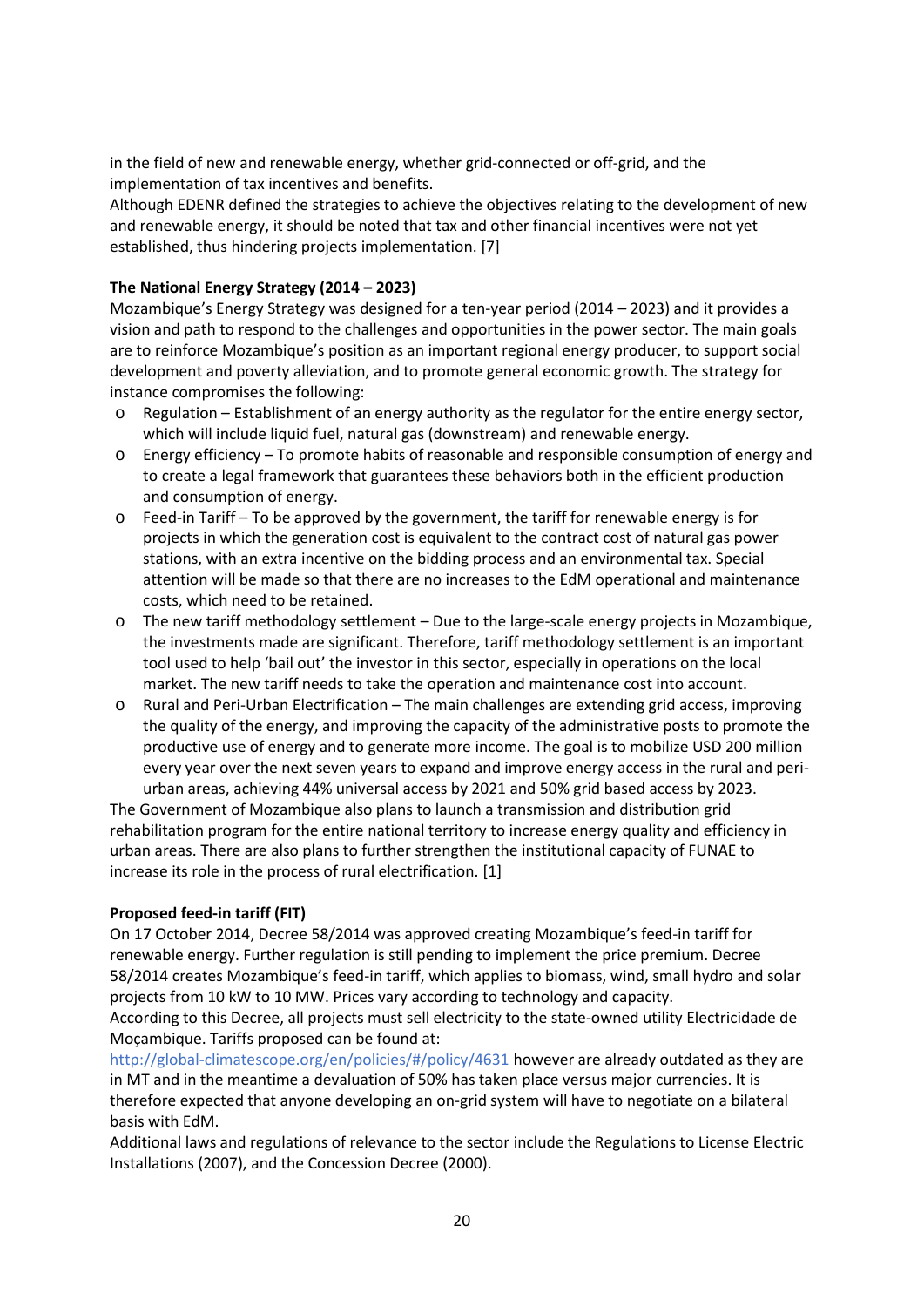in the field of new and renewable energy, whether grid-connected or off-grid, and the implementation of tax incentives and benefits.

Although EDENR defined the strategies to achieve the objectives relating to the development of new and renewable energy, it should be noted that tax and other financial incentives were not yet established, thus hindering projects implementation. [7]

**The National Energy Strategy (2014 – 2023)**

Mozambique's Energy Strategy was designed for a ten-year period (2014 – 2023) and it provides a vision and path to respond to the challenges and opportunities in the power sector. The main goals are to reinforce Mozambique's position as an important regional energy producer, to support social development and poverty alleviation, and to promote general economic growth. The strategy for instance compromises the following:

- Regulation – Establishment of an energy authority as the regulator for the entire energy sector, which will include liquid fuel, natural gas (downstream) and renewable energy.
- Energy efficiency – To promote habits of reasonable and responsible consumption of energy and to create a legal framework that guarantees these behaviors both in the efficient production and consumption of energy.
- Feed-in Tariff – To be approved by the government, the tariff for renewable energy is for projects in which the generation cost is equivalent to the contract cost of natural gas power stations, with an extra incentive on the bidding process and an environmental tax. Special attention will be made so that there are no increases to the EdM operational and maintenance costs, which need to be retained.
- The new tariff methodology settlement – Due to the large-scale energy projects in Mozambique, the investments made are significant. Therefore, tariff methodology settlement is an important tool used to help 'bail out' the investor in this sector, especially in operations on the local market. The new tariff needs to take the operation and maintenance cost into account.
- Rural and Peri-Urban Electrification – The main challenges are extending grid access, improving the quality of the energy, and improving the capacity of the administrative posts to promote the productive use of energy and to generate more income. The goal is to mobilize USD 200 million every year over the next seven years to expand and improve energy access in the rural and peri-urban areas, achieving 44% universal access by 2021 and 50% grid based access by 2023.

The Government of Mozambique also plans to launch a transmission and distribution grid rehabilitation program for the entire national territory to increase energy quality and efficiency in urban areas. There are also plans to further strengthen the institutional capacity of FUNAE to increase its role in the process of rural electrification. [1]

**Proposed feed-in tariff (FIT)**

On 17 October 2014, Decree 58/2014 was approved creating Mozambique's feed-in tariff for renewable energy. Further regulation is still pending to implement the price premium. Decree 58/2014 creates Mozambique's feed-in tariff, which applies to biomass, wind, small hydro and solar projects from 10 kW to 10 MW. Prices vary according to technology and capacity.

According to this Decree, all projects must sell electricity to the state-owned utility Electricidade de Moçambique. Tariffs proposed can be found at:

http://global-climatescope.org/en/policies/#/policy/4631 however are already outdated as they are in MT and in the meantime a devaluation of 50% has taken place versus major currencies. It is therefore expected that anyone developing an on-grid system will have to negotiate on a bilateral basis with EdM.

Additional laws and regulations of relevance to the sector include the Regulations to License Electric Installations (2007), and the Concession Decree (2000).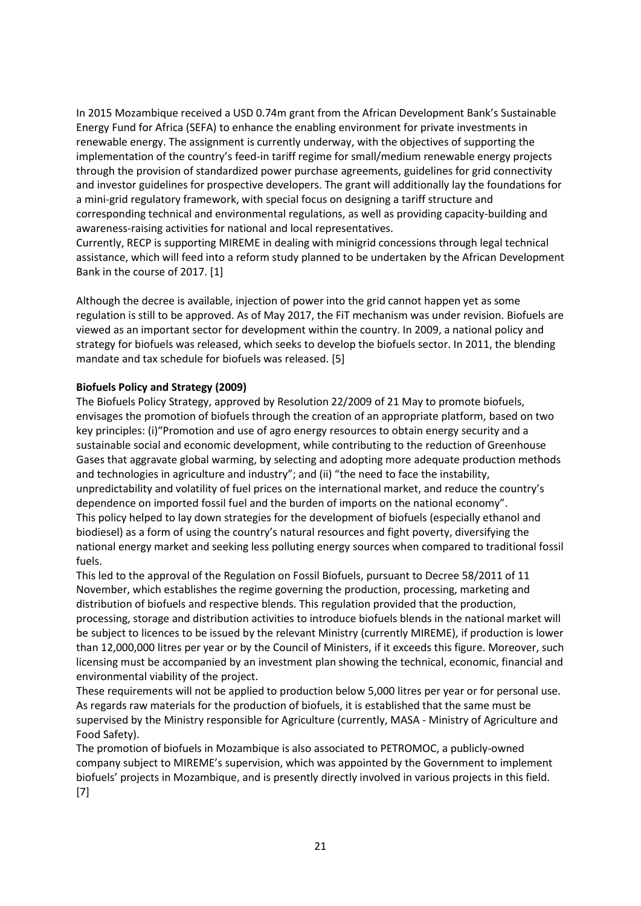In 2015 Mozambique received a USD 0.74m grant from the African Development Bank's Sustainable Energy Fund for Africa (SEFA) to enhance the enabling environment for private investments in renewable energy. The assignment is currently underway, with the objectives of supporting the implementation of the country's feed-in tariff regime for small/medium renewable energy projects through the provision of standardized power purchase agreements, guidelines for grid connectivity and investor guidelines for prospective developers. The grant will additionally lay the foundations for a mini-grid regulatory framework, with special focus on designing a tariff structure and corresponding technical and environmental regulations, as well as providing capacity-building and awareness-raising activities for national and local representatives.
Currently, RECP is supporting MIREME in dealing with minigrid concessions through legal technical assistance, which will feed into a reform study planned to be undertaken by the African Development Bank in the course of 2017. [1]

Although the decree is available, injection of power into the grid cannot happen yet as some regulation is still to be approved. As of May 2017, the FiT mechanism was under revision. Biofuels are viewed as an important sector for development within the country. In 2009, a national policy and strategy for biofuels was released, which seeks to develop the biofuels sector. In 2011, the blending mandate and tax schedule for biofuels was released. [5]

**Biofuels Policy and Strategy (2009)**

The Biofuels Policy Strategy, approved by Resolution 22/2009 of 21 May to promote biofuels, envisages the promotion of biofuels through the creation of an appropriate platform, based on two key principles: (i)"Promotion and use of agro energy resources to obtain energy security and a sustainable social and economic development, while contributing to the reduction of Greenhouse Gases that aggravate global warming, by selecting and adopting more adequate production methods and technologies in agriculture and industry"; and (ii) "the need to face the instability, unpredictability and volatility of fuel prices on the international market, and reduce the country's dependence on imported fossil fuel and the burden of imports on the national economy".
This policy helped to lay down strategies for the development of biofuels (especially ethanol and biodiesel) as a form of using the country's natural resources and fight poverty, diversifying the national energy market and seeking less polluting energy sources when compared to traditional fossil fuels.
This led to the approval of the Regulation on Fossil Biofuels, pursuant to Decree 58/2011 of 11 November, which establishes the regime governing the production, processing, marketing and distribution of biofuels and respective blends. This regulation provided that the production, processing, storage and distribution activities to introduce biofuels blends in the national market will be subject to licences to be issued by the relevant Ministry (currently MIREME), if production is lower than 12,000,000 litres per year or by the Council of Ministers, if it exceeds this figure. Moreover, such licensing must be accompanied by an investment plan showing the technical, economic, financial and environmental viability of the project.
These requirements will not be applied to production below 5,000 litres per year or for personal use. As regards raw materials for the production of biofuels, it is established that the same must be supervised by the Ministry responsible for Agriculture (currently, MASA - Ministry of Agriculture and Food Safety).
The promotion of biofuels in Mozambique is also associated to PETROMOC, a publicly-owned company subject to MIREME's supervision, which was appointed by the Government to implement biofuels' projects in Mozambique, and is presently directly involved in various projects in this field. [7]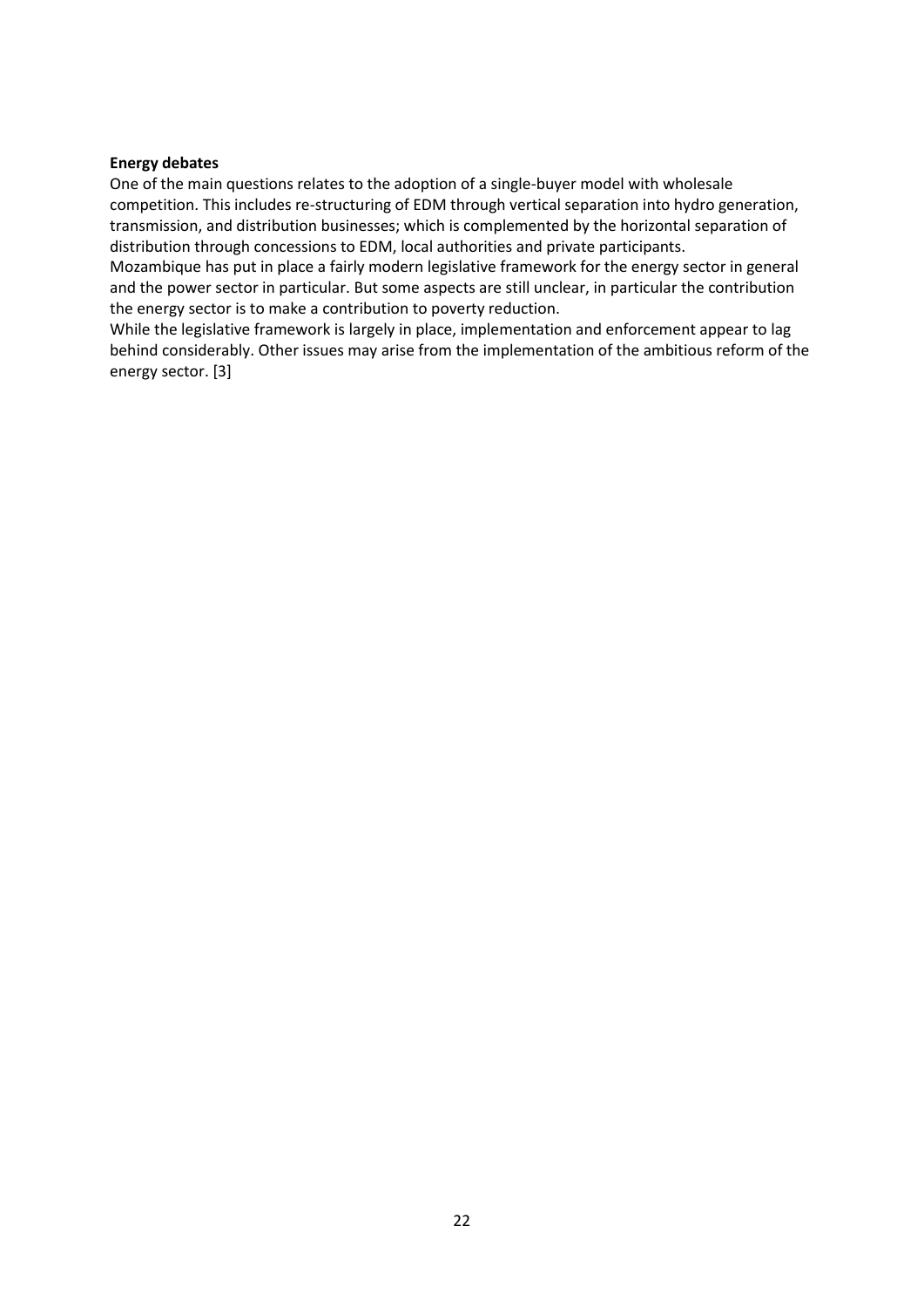**Energy debates**

One of the main questions relates to the adoption of a single-buyer model with wholesale competition. This includes re-structuring of EDM through vertical separation into hydro generation, transmission, and distribution businesses; which is complemented by the horizontal separation of distribution through concessions to EDM, local authorities and private participants.

Mozambique has put in place a fairly modern legislative framework for the energy sector in general and the power sector in particular. But some aspects are still unclear, in particular the contribution the energy sector is to make a contribution to poverty reduction.

While the legislative framework is largely in place, implementation and enforcement appear to lag behind considerably. Other issues may arise from the implementation of the ambitious reform of the energy sector. [3]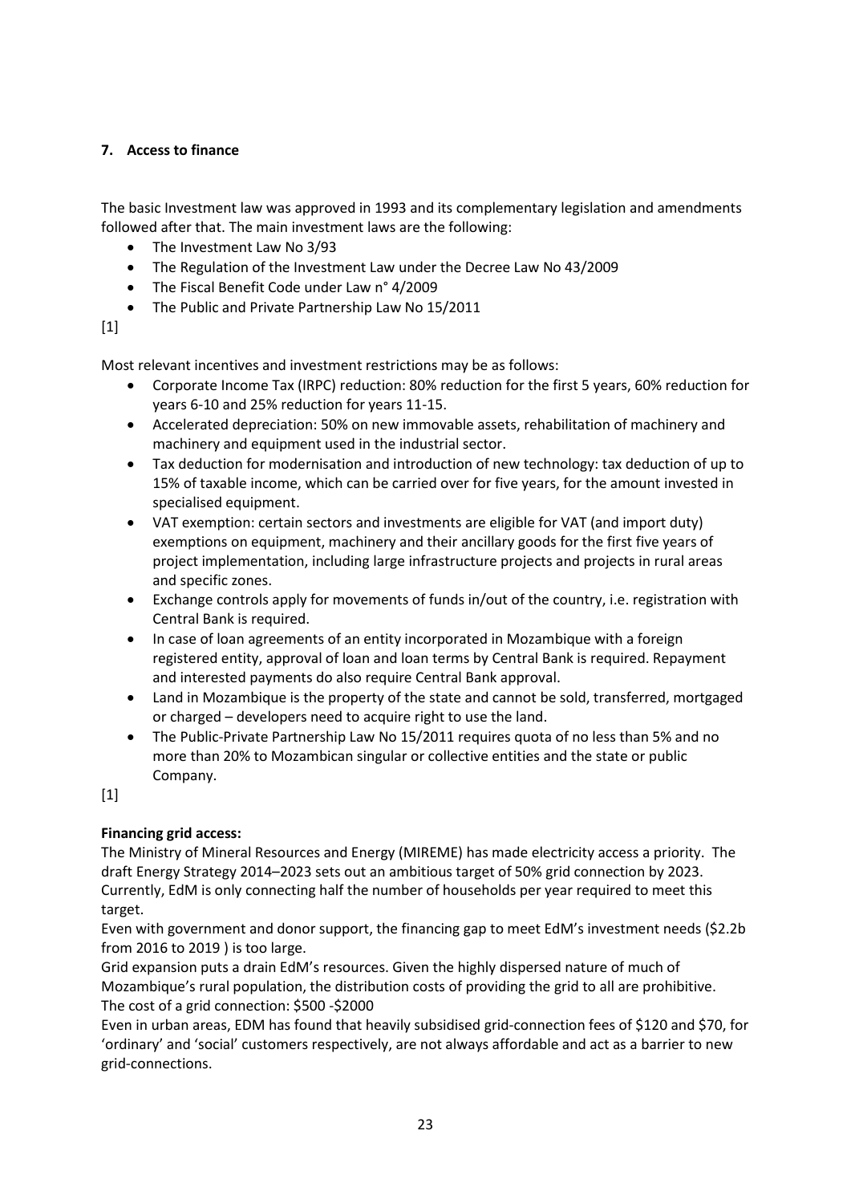## 7. Access to finance

The basic Investment law was approved in 1993 and its complementary legislation and amendments followed after that. The main investment laws are the following:

- The Investment Law No 3/93
- The Regulation of the Investment Law under the Decree Law No 43/2009
- The Fiscal Benefit Code under Law n° 4/2009
- The Public and Private Partnership Law No 15/2011

[1]

Most relevant incentives and investment restrictions may be as follows:

- Corporate Income Tax (IRPC) reduction: 80% reduction for the first 5 years, 60% reduction for years 6-10 and 25% reduction for years 11-15.
- Accelerated depreciation: 50% on new immovable assets, rehabilitation of machinery and machinery and equipment used in the industrial sector.
- Tax deduction for modernisation and introduction of new technology: tax deduction of up to 15% of taxable income, which can be carried over for five years, for the amount invested in specialised equipment.
- VAT exemption: certain sectors and investments are eligible for VAT (and import duty) exemptions on equipment, machinery and their ancillary goods for the first five years of project implementation, including large infrastructure projects and projects in rural areas and specific zones.
- Exchange controls apply for movements of funds in/out of the country, i.e. registration with Central Bank is required.
- In case of loan agreements of an entity incorporated in Mozambique with a foreign registered entity, approval of loan and loan terms by Central Bank is required. Repayment and interested payments do also require Central Bank approval.
- Land in Mozambique is the property of the state and cannot be sold, transferred, mortgaged or charged – developers need to acquire right to use the land.
- The Public-Private Partnership Law No 15/2011 requires quota of no less than 5% and no more than 20% to Mozambican singular or collective entities and the state or public Company.

[1]

**Financing grid access:**

The Ministry of Mineral Resources and Energy (MIREME) has made electricity access a priority. The draft Energy Strategy 2014–2023 sets out an ambitious target of 50% grid connection by 2023. Currently, EdM is only connecting half the number of households per year required to meet this target.

Even with government and donor support, the financing gap to meet EdM's investment needs ($2.2b from 2016 to 2019 ) is too large.

Grid expansion puts a drain EdM's resources. Given the highly dispersed nature of much of Mozambique's rural population, the distribution costs of providing the grid to all are prohibitive.

The cost of a grid connection: $500 -$2000

Even in urban areas, EDM has found that heavily subsidised grid-connection fees of $120 and $70, for 'ordinary' and 'social' customers respectively, are not always affordable and act as a barrier to new grid-connections.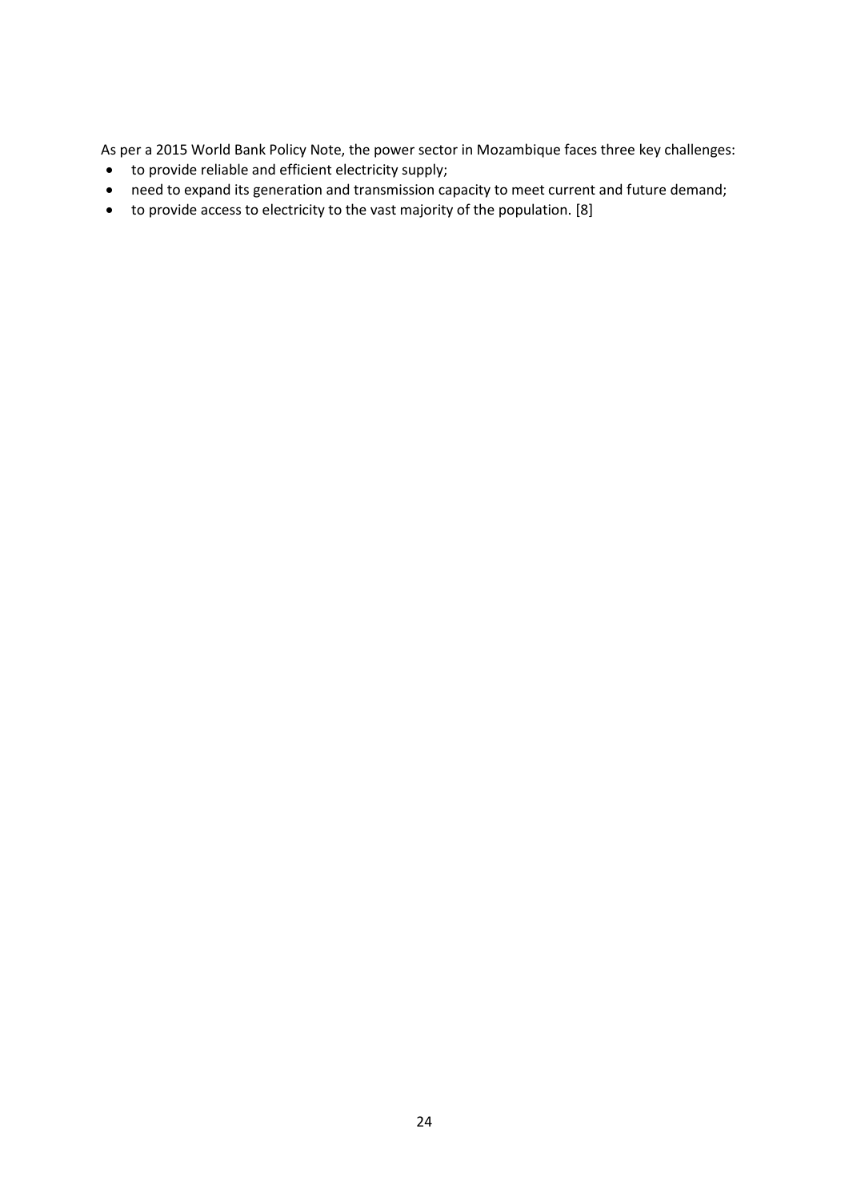As per a 2015 World Bank Policy Note, the power sector in Mozambique faces three key challenges:

- to provide reliable and efficient electricity supply;
- need to expand its generation and transmission capacity to meet current and future demand;
- to provide access to electricity to the vast majority of the population. [8]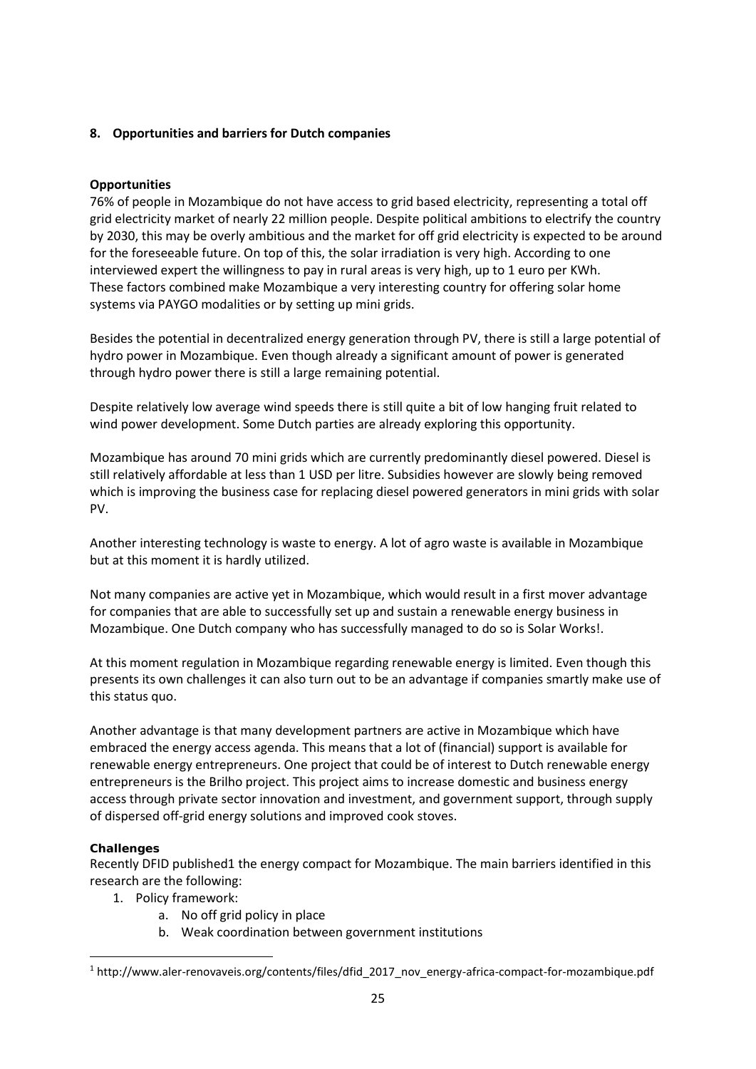## 8. Opportunities and barriers for Dutch companies

### Opportunities

76% of people in Mozambique do not have access to grid based electricity, representing a total off grid electricity market of nearly 22 million people. Despite political ambitions to electrify the country by 2030, this may be overly ambitious and the market for off grid electricity is expected to be around for the foreseeable future. On top of this, the solar irradiation is very high. According to one interviewed expert the willingness to pay in rural areas is very high, up to 1 euro per KWh. These factors combined make Mozambique a very interesting country for offering solar home systems via PAYGO modalities or by setting up mini grids.

Besides the potential in decentralized energy generation through PV, there is still a large potential of hydro power in Mozambique. Even though already a significant amount of power is generated through hydro power there is still a large remaining potential.

Despite relatively low average wind speeds there is still quite a bit of low hanging fruit related to wind power development. Some Dutch parties are already exploring this opportunity.

Mozambique has around 70 mini grids which are currently predominantly diesel powered. Diesel is still relatively affordable at less than 1 USD per litre. Subsidies however are slowly being removed which is improving the business case for replacing diesel powered generators in mini grids with solar PV.

Another interesting technology is waste to energy. A lot of agro waste is available in Mozambique but at this moment it is hardly utilized.

Not many companies are active yet in Mozambique, which would result in a first mover advantage for companies that are able to successfully set up and sustain a renewable energy business in Mozambique. One Dutch company who has successfully managed to do so is Solar Works!.

At this moment regulation in Mozambique regarding renewable energy is limited. Even though this presents its own challenges it can also turn out to be an advantage if companies smartly make use of this status quo.

Another advantage is that many development partners are active in Mozambique which have embraced the energy access agenda. This means that a lot of (financial) support is available for renewable energy entrepreneurs. One project that could be of interest to Dutch renewable energy entrepreneurs is the Brilho project. This project aims to increase domestic and business energy access through private sector innovation and investment, and government support, through supply of dispersed off-grid energy solutions and improved cook stoves.

### Challenges

Recently DFID published[1] the energy compact for Mozambique. The main barriers identified in this research are the following:

1. Policy framework:
    a. No off grid policy in place
    b. Weak coordination between government institutions

[1] http://www.aler-renovaveis.org/contents/files/dfid_2017_nov_energy-africa-compact-for-mozambique.pdf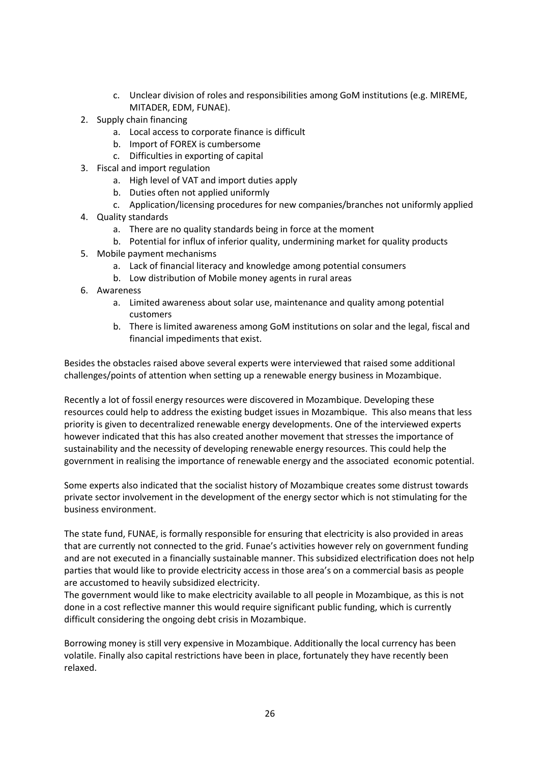c. Unclear division of roles and responsibilities among GoM institutions (e.g. MIREME, MITADER, EDM, FUNAE).
2. Supply chain financing
   a. Local access to corporate finance is difficult
   b. Import of FOREX is cumbersome
   c. Difficulties in exporting of capital
3. Fiscal and import regulation
   a. High level of VAT and import duties apply
   b. Duties often not applied uniformly
   c. Application/licensing procedures for new companies/branches not uniformly applied
4. Quality standards
   a. There are no quality standards being in force at the moment
   b. Potential for influx of inferior quality, undermining market for quality products
5. Mobile payment mechanisms
   a. Lack of financial literacy and knowledge among potential consumers
   b. Low distribution of Mobile money agents in rural areas
6. Awareness
   a. Limited awareness about solar use, maintenance and quality among potential customers
   b. There is limited awareness among GoM institutions on solar and the legal, fiscal and financial impediments that exist.

Besides the obstacles raised above several experts were interviewed that raised some additional challenges/points of attention when setting up a renewable energy business in Mozambique.

Recently a lot of fossil energy resources were discovered in Mozambique. Developing these resources could help to address the existing budget issues in Mozambique. This also means that less priority is given to decentralized renewable energy developments. One of the interviewed experts however indicated that this has also created another movement that stresses the importance of sustainability and the necessity of developing renewable energy resources. This could help the government in realising the importance of renewable energy and the associated economic potential.

Some experts also indicated that the socialist history of Mozambique creates some distrust towards private sector involvement in the development of the energy sector which is not stimulating for the business environment.

The state fund, FUNAE, is formally responsible for ensuring that electricity is also provided in areas that are currently not connected to the grid. Funae's activities however rely on government funding and are not executed in a financially sustainable manner. This subsidized electrification does not help parties that would like to provide electricity access in those area's on a commercial basis as people are accustomed to heavily subsidized electricity.
The government would like to make electricity available to all people in Mozambique, as this is not done in a cost reflective manner this would require significant public funding, which is currently difficult considering the ongoing debt crisis in Mozambique.

Borrowing money is still very expensive in Mozambique. Additionally the local currency has been volatile. Finally also capital restrictions have been in place, fortunately they have recently been relaxed.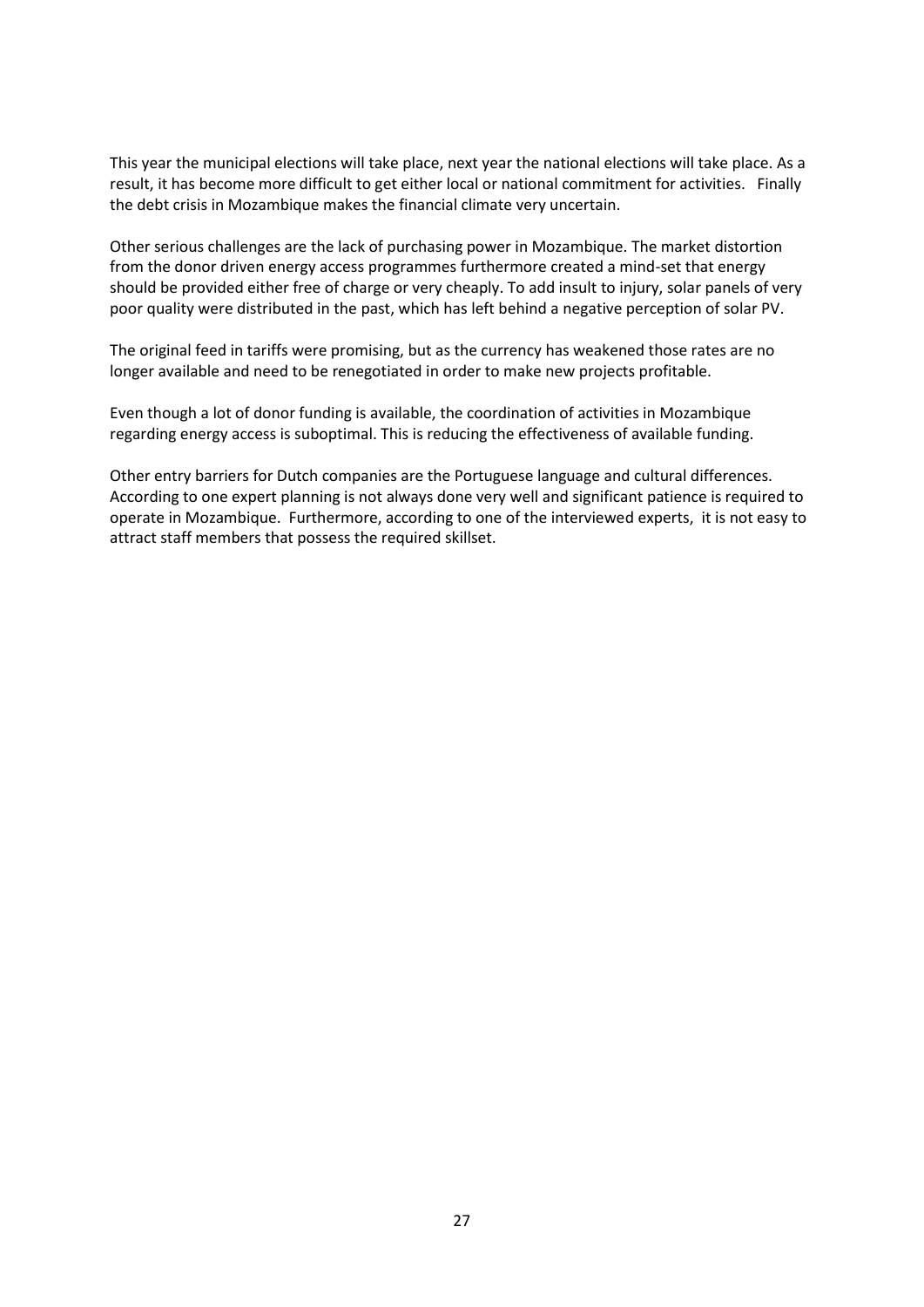This year the municipal elections will take place, next year the national elections will take place. As a result, it has become more difficult to get either local or national commitment for activities. Finally the debt crisis in Mozambique makes the financial climate very uncertain.

Other serious challenges are the lack of purchasing power in Mozambique. The market distortion from the donor driven energy access programmes furthermore created a mind-set that energy should be provided either free of charge or very cheaply. To add insult to injury, solar panels of very poor quality were distributed in the past, which has left behind a negative perception of solar PV.

The original feed in tariffs were promising, but as the currency has weakened those rates are no longer available and need to be renegotiated in order to make new projects profitable.

Even though a lot of donor funding is available, the coordination of activities in Mozambique regarding energy access is suboptimal. This is reducing the effectiveness of available funding.

Other entry barriers for Dutch companies are the Portuguese language and cultural differences. According to one expert planning is not always done very well and significant patience is required to operate in Mozambique. Furthermore, according to one of the interviewed experts, it is not easy to attract staff members that possess the required skillset.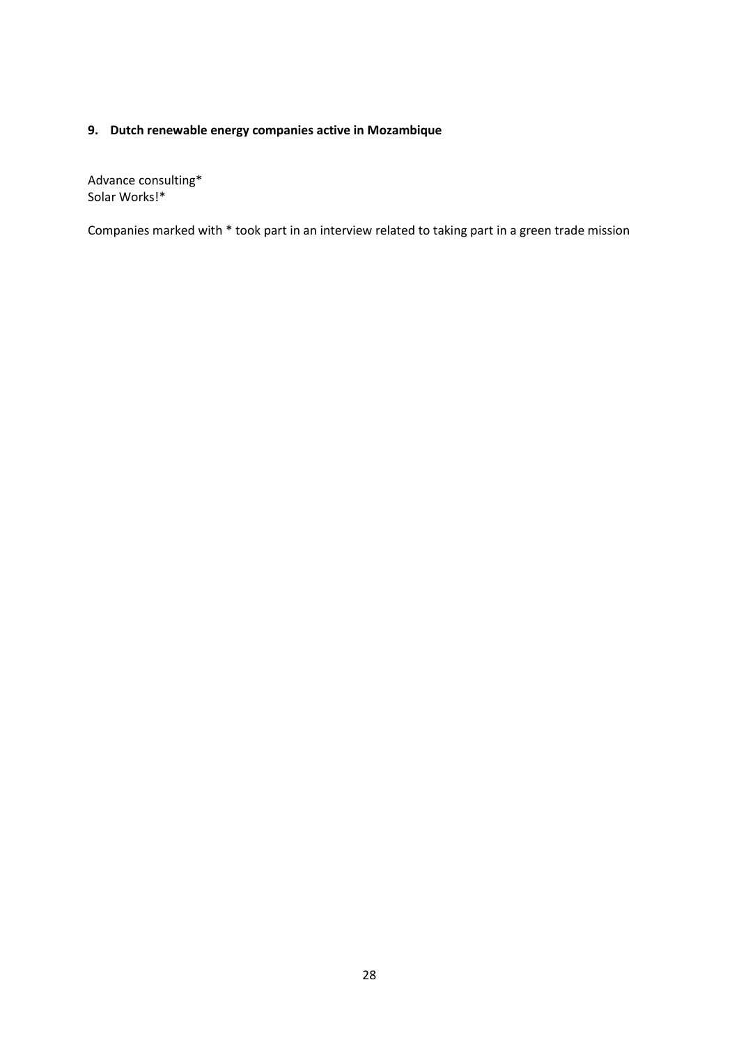## 9. Dutch renewable energy companies active in Mozambique

Advance consulting*
Solar Works!*

Companies marked with * took part in an interview related to taking part in a green trade mission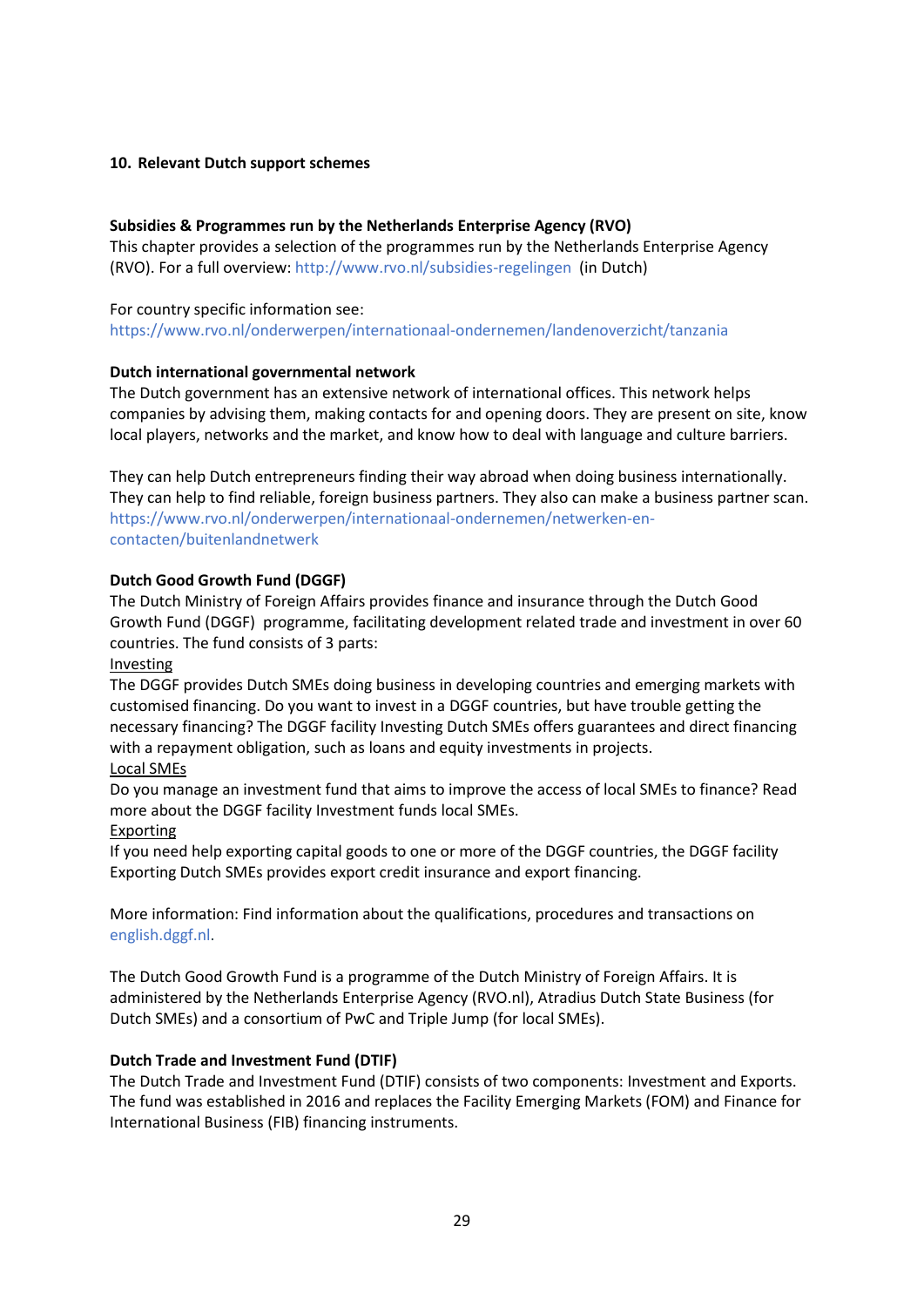## 10. Relevant Dutch support schemes

### Subsidies & Programmes run by the Netherlands Enterprise Agency (RVO)

This chapter provides a selection of the programmes run by the Netherlands Enterprise Agency (RVO). For a full overview: http://www.rvo.nl/subsidies-regelingen (in Dutch)

For country specific information see:
https://www.rvo.nl/onderwerpen/internationaal-ondernemen/landenoverzicht/tanzania

### Dutch international governmental network

The Dutch government has an extensive network of international offices. This network helps companies by advising them, making contacts for and opening doors. They are present on site, know local players, networks and the market, and know how to deal with language and culture barriers.

They can help Dutch entrepreneurs finding their way abroad when doing business internationally. They can help to find reliable, foreign business partners. They also can make a business partner scan. https://www.rvo.nl/onderwerpen/internationaal-ondernemen/netwerken-en-contacten/buitenlandnetwerk

### Dutch Good Growth Fund (DGGF)

The Dutch Ministry of Foreign Affairs provides finance and insurance through the Dutch Good Growth Fund (DGGF) programme, facilitating development related trade and investment in over 60 countries. The fund consists of 3 parts:

<u>Investing</u>

The DGGF provides Dutch SMEs doing business in developing countries and emerging markets with customised financing. Do you want to invest in a DGGF countries, but have trouble getting the necessary financing? The DGGF facility Investing Dutch SMEs offers guarantees and direct financing with a repayment obligation, such as loans and equity investments in projects.

<u>Local SMEs</u>

Do you manage an investment fund that aims to improve the access of local SMEs to finance? Read more about the DGGF facility Investment funds local SMEs.

<u>Exporting</u>

If you need help exporting capital goods to one or more of the DGGF countries, the DGGF facility Exporting Dutch SMEs provides export credit insurance and export financing.

More information: Find information about the qualifications, procedures and transactions on english.dggf.nl.

The Dutch Good Growth Fund is a programme of the Dutch Ministry of Foreign Affairs. It is administered by the Netherlands Enterprise Agency (RVO.nl), Atradius Dutch State Business (for Dutch SMEs) and a consortium of PwC and Triple Jump (for local SMEs).

### Dutch Trade and Investment Fund (DTIF)

The Dutch Trade and Investment Fund (DTIF) consists of two components: Investment and Exports. The fund was established in 2016 and replaces the Facility Emerging Markets (FOM) and Finance for International Business (FIB) financing instruments.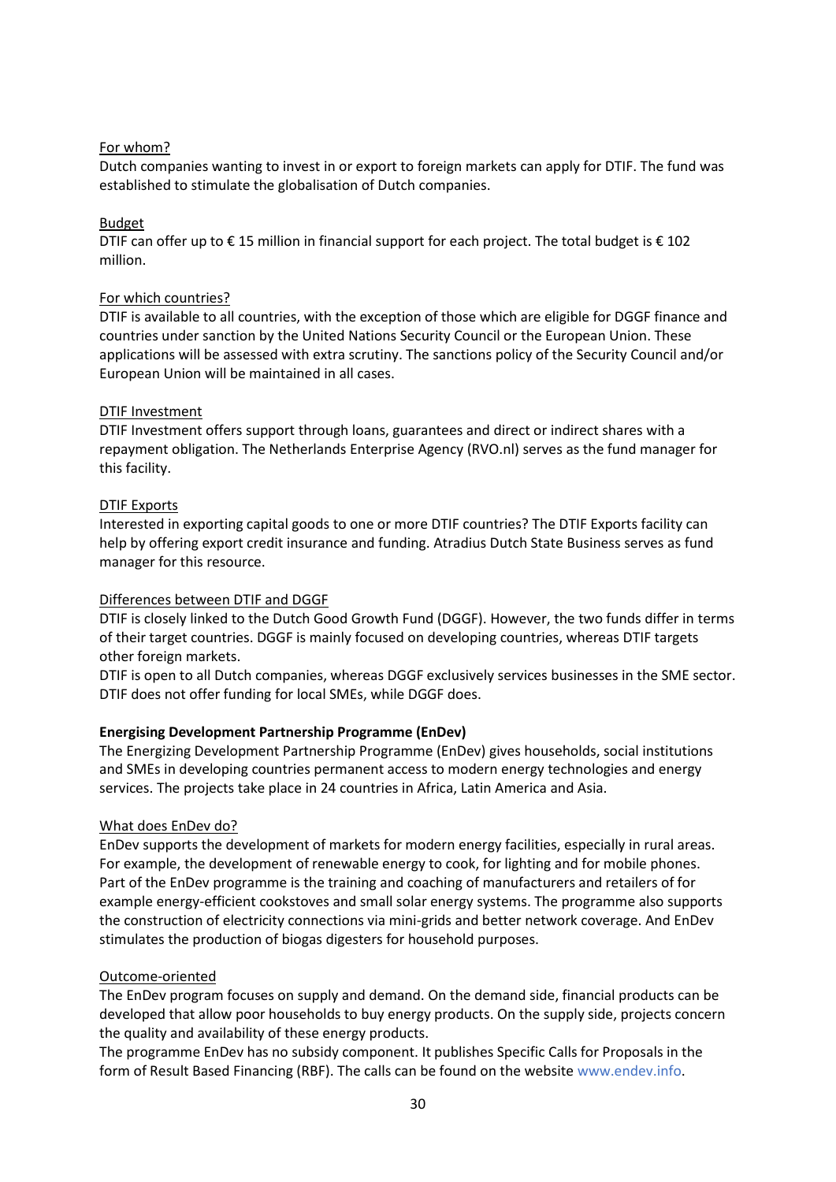For whom?

Dutch companies wanting to invest in or export to foreign markets can apply for DTIF. The fund was established to stimulate the globalisation of Dutch companies.

Budget

DTIF can offer up to € 15 million in financial support for each project. The total budget is € 102 million.

For which countries?

DTIF is available to all countries, with the exception of those which are eligible for DGGF finance and countries under sanction by the United Nations Security Council or the European Union. These applications will be assessed with extra scrutiny. The sanctions policy of the Security Council and/or European Union will be maintained in all cases.

DTIF Investment

DTIF Investment offers support through loans, guarantees and direct or indirect shares with a repayment obligation. The Netherlands Enterprise Agency (RVO.nl) serves as the fund manager for this facility.

DTIF Exports

Interested in exporting capital goods to one or more DTIF countries? The DTIF Exports facility can help by offering export credit insurance and funding. Atradius Dutch State Business serves as fund manager for this resource.

Differences between DTIF and DGGF

DTIF is closely linked to the Dutch Good Growth Fund (DGGF). However, the two funds differ in terms of their target countries. DGGF is mainly focused on developing countries, whereas DTIF targets other foreign markets.

DTIF is open to all Dutch companies, whereas DGGF exclusively services businesses in the SME sector. DTIF does not offer funding for local SMEs, while DGGF does.

**Energising Development Partnership Programme (EnDev)**

The Energizing Development Partnership Programme (EnDev) gives households, social institutions and SMEs in developing countries permanent access to modern energy technologies and energy services. The projects take place in 24 countries in Africa, Latin America and Asia.

What does EnDev do?

EnDev supports the development of markets for modern energy facilities, especially in rural areas. For example, the development of renewable energy to cook, for lighting and for mobile phones. Part of the EnDev programme is the training and coaching of manufacturers and retailers of for example energy-efficient cookstoves and small solar energy systems. The programme also supports the construction of electricity connections via mini-grids and better network coverage. And EnDev stimulates the production of biogas digesters for household purposes.

Outcome-oriented

The EnDev program focuses on supply and demand. On the demand side, financial products can be developed that allow poor households to buy energy products. On the supply side, projects concern the quality and availability of these energy products.

The programme EnDev has no subsidy component. It publishes Specific Calls for Proposals in the form of Result Based Financing (RBF). The calls can be found on the website www.endev.info.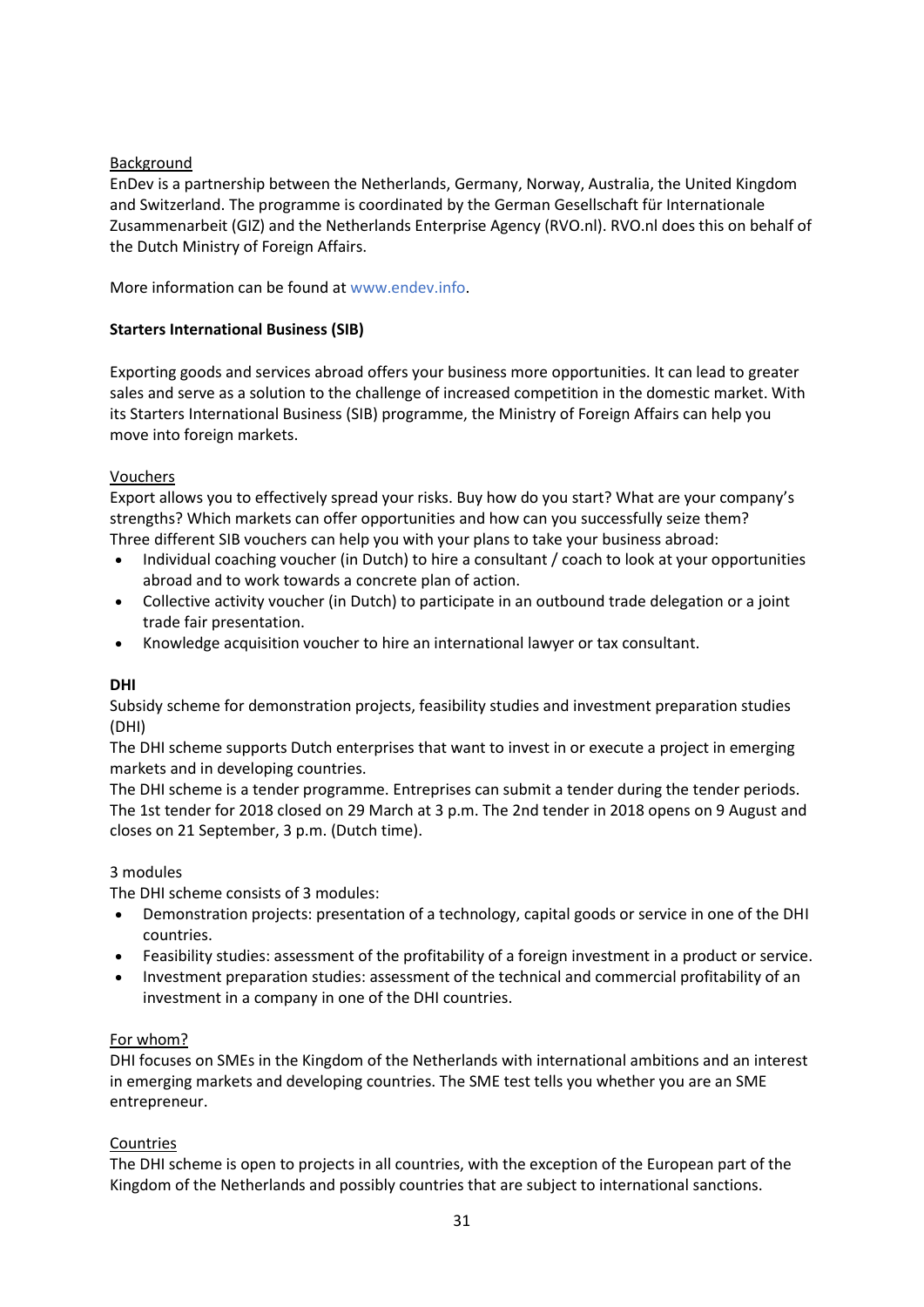Background

EnDev is a partnership between the Netherlands, Germany, Norway, Australia, the United Kingdom and Switzerland. The programme is coordinated by the German Gesellschaft für Internationale Zusammenarbeit (GIZ) and the Netherlands Enterprise Agency (RVO.nl). RVO.nl does this on behalf of the Dutch Ministry of Foreign Affairs.

More information can be found at www.endev.info.

**Starters International Business (SIB)**

Exporting goods and services abroad offers your business more opportunities. It can lead to greater sales and serve as a solution to the challenge of increased competition in the domestic market. With its Starters International Business (SIB) programme, the Ministry of Foreign Affairs can help you move into foreign markets.

Vouchers

Export allows you to effectively spread your risks. Buy how do you start? What are your company's strengths? Which markets can offer opportunities and how can you successfully seize them? Three different SIB vouchers can help you with your plans to take your business abroad:

- Individual coaching voucher (in Dutch) to hire a consultant / coach to look at your opportunities abroad and to work towards a concrete plan of action.
- Collective activity voucher (in Dutch) to participate in an outbound trade delegation or a joint trade fair presentation.
- Knowledge acquisition voucher to hire an international lawyer or tax consultant.

**DHI**

Subsidy scheme for demonstration projects, feasibility studies and investment preparation studies (DHI)

The DHI scheme supports Dutch enterprises that want to invest in or execute a project in emerging markets and in developing countries.

The DHI scheme is a tender programme. Entreprises can submit a tender during the tender periods. The 1st tender for 2018 closed on 29 March at 3 p.m. The 2nd tender in 2018 opens on 9 August and closes on 21 September, 3 p.m. (Dutch time).

3 modules

The DHI scheme consists of 3 modules:

- Demonstration projects: presentation of a technology, capital goods or service in one of the DHI countries.
- Feasibility studies: assessment of the profitability of a foreign investment in a product or service.
- Investment preparation studies: assessment of the technical and commercial profitability of an investment in a company in one of the DHI countries.

For whom?

DHI focuses on SMEs in the Kingdom of the Netherlands with international ambitions and an interest in emerging markets and developing countries. The SME test tells you whether you are an SME entrepreneur.

Countries

The DHI scheme is open to projects in all countries, with the exception of the European part of the Kingdom of the Netherlands and possibly countries that are subject to international sanctions.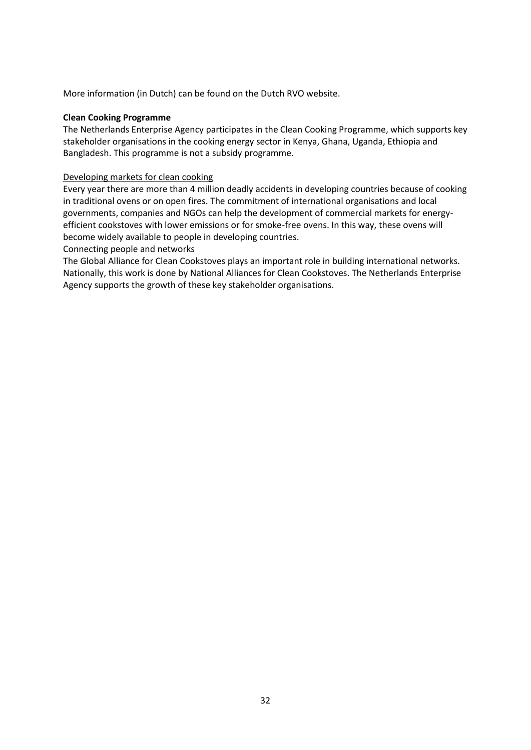More information (in Dutch) can be found on the Dutch RVO website.

**Clean Cooking Programme**

The Netherlands Enterprise Agency participates in the Clean Cooking Programme, which supports key stakeholder organisations in the cooking energy sector in Kenya, Ghana, Uganda, Ethiopia and Bangladesh. This programme is not a subsidy programme.

<u>Developing markets for clean cooking</u>

Every year there are more than 4 million deadly accidents in developing countries because of cooking in traditional ovens or on open fires. The commitment of international organisations and local governments, companies and NGOs can help the development of commercial markets for energy-efficient cookstoves with lower emissions or for smoke-free ovens. In this way, these ovens will become widely available to people in developing countries.

Connecting people and networks

The Global Alliance for Clean Cookstoves plays an important role in building international networks. Nationally, this work is done by National Alliances for Clean Cookstoves. The Netherlands Enterprise Agency supports the growth of these key stakeholder organisations.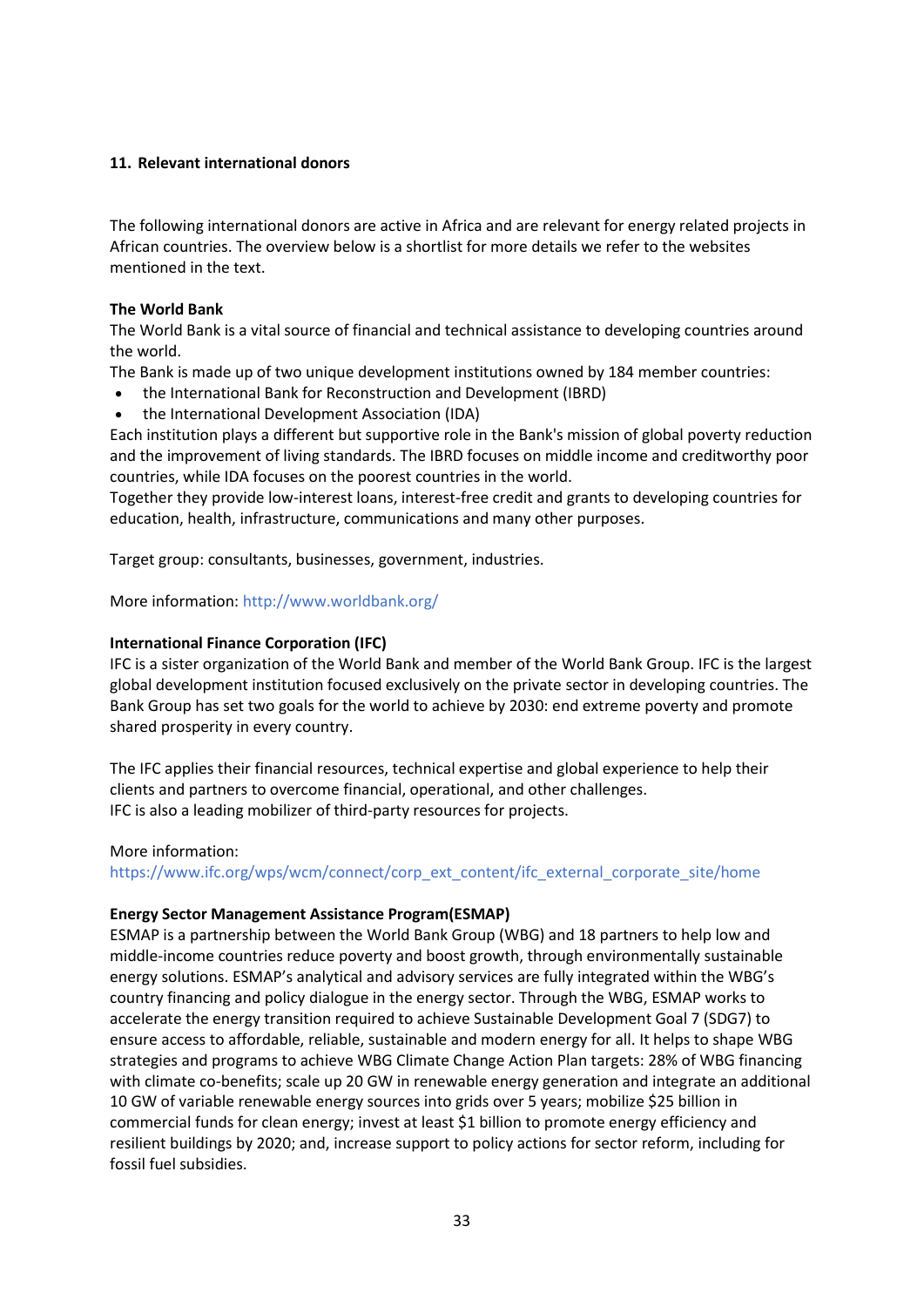## 11. Relevant international donors

The following international donors are active in Africa and are relevant for energy related projects in African countries. The overview below is a shortlist for more details we refer to the websites mentioned in the text.

**The World Bank**
The World Bank is a vital source of financial and technical assistance to developing countries around the world.
The Bank is made up of two unique development institutions owned by 184 member countries:

- the International Bank for Reconstruction and Development (IBRD)
- the International Development Association (IDA)

Each institution plays a different but supportive role in the Bank's mission of global poverty reduction and the improvement of living standards. The IBRD focuses on middle income and creditworthy poor countries, while IDA focuses on the poorest countries in the world.
Together they provide low-interest loans, interest-free credit and grants to developing countries for education, health, infrastructure, communications and many other purposes.

Target group: consultants, businesses, government, industries.

More information: http://www.worldbank.org/

**International Finance Corporation (IFC)**
IFC is a sister organization of the World Bank and member of the World Bank Group. IFC is the largest global development institution focused exclusively on the private sector in developing countries. The Bank Group has set two goals for the world to achieve by 2030: end extreme poverty and promote shared prosperity in every country.

The IFC applies their financial resources, technical expertise and global experience to help their clients and partners to overcome financial, operational, and other challenges.
IFC is also a leading mobilizer of third-party resources for projects.

More information:
https://www.ifc.org/wps/wcm/connect/corp_ext_content/ifc_external_corporate_site/home

**Energy Sector Management Assistance Program(ESMAP)**
ESMAP is a partnership between the World Bank Group (WBG) and 18 partners to help low and middle-income countries reduce poverty and boost growth, through environmentally sustainable energy solutions. ESMAP's analytical and advisory services are fully integrated within the WBG's country financing and policy dialogue in the energy sector. Through the WBG, ESMAP works to accelerate the energy transition required to achieve Sustainable Development Goal 7 (SDG7) to ensure access to affordable, reliable, sustainable and modern energy for all. It helps to shape WBG strategies and programs to achieve WBG Climate Change Action Plan targets: 28% of WBG financing with climate co-benefits; scale up 20 GW in renewable energy generation and integrate an additional 10 GW of variable renewable energy sources into grids over 5 years; mobilize $25 billion in commercial funds for clean energy; invest at least $1 billion to promote energy efficiency and resilient buildings by 2020; and, increase support to policy actions for sector reform, including for fossil fuel subsidies.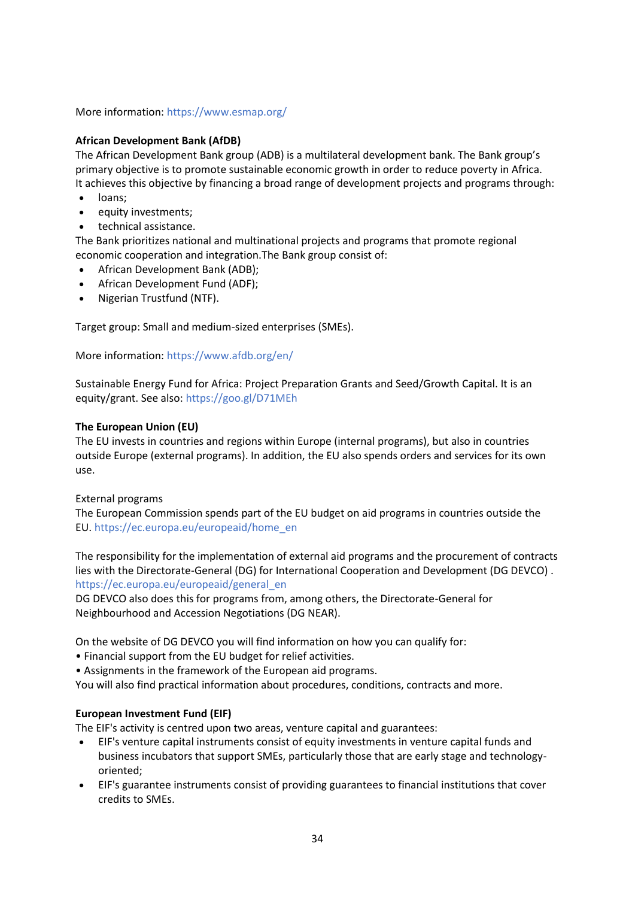More information: https://www.esmap.org/

**African Development Bank (AfDB)**

The African Development Bank group (ADB) is a multilateral development bank. The Bank group's primary objective is to promote sustainable economic growth in order to reduce poverty in Africa. It achieves this objective by financing a broad range of development projects and programs through:

- loans;
- equity investments;
- technical assistance.

The Bank prioritizes national and multinational projects and programs that promote regional economic cooperation and integration.The Bank group consist of:

- African Development Bank (ADB);
- African Development Fund (ADF);
- Nigerian Trustfund (NTF).

Target group: Small and medium-sized enterprises (SMEs).

More information: https://www.afdb.org/en/

Sustainable Energy Fund for Africa: Project Preparation Grants and Seed/Growth Capital. It is an equity/grant. See also: https://goo.gl/D71MEh

**The European Union (EU)**

The EU invests in countries and regions within Europe (internal programs), but also in countries outside Europe (external programs). In addition, the EU also spends orders and services for its own use.

External programs

The European Commission spends part of the EU budget on aid programs in countries outside the EU. https://ec.europa.eu/europeaid/home_en

The responsibility for the implementation of external aid programs and the procurement of contracts lies with the Directorate-General (DG) for International Cooperation and Development (DG DEVCO) . https://ec.europa.eu/europeaid/general_en
DG DEVCO also does this for programs from, among others, the Directorate-General for Neighbourhood and Accession Negotiations (DG NEAR).

On the website of DG DEVCO you will find information on how you can qualify for:

• Financial support from the EU budget for relief activities.
• Assignments in the framework of the European aid programs.

You will also find practical information about procedures, conditions, contracts and more.

**European Investment Fund (EIF)**

The EIF's activity is centred upon two areas, venture capital and guarantees:

- EIF's venture capital instruments consist of equity investments in venture capital funds and business incubators that support SMEs, particularly those that are early stage and technology-oriented;
- EIF's guarantee instruments consist of providing guarantees to financial institutions that cover credits to SMEs.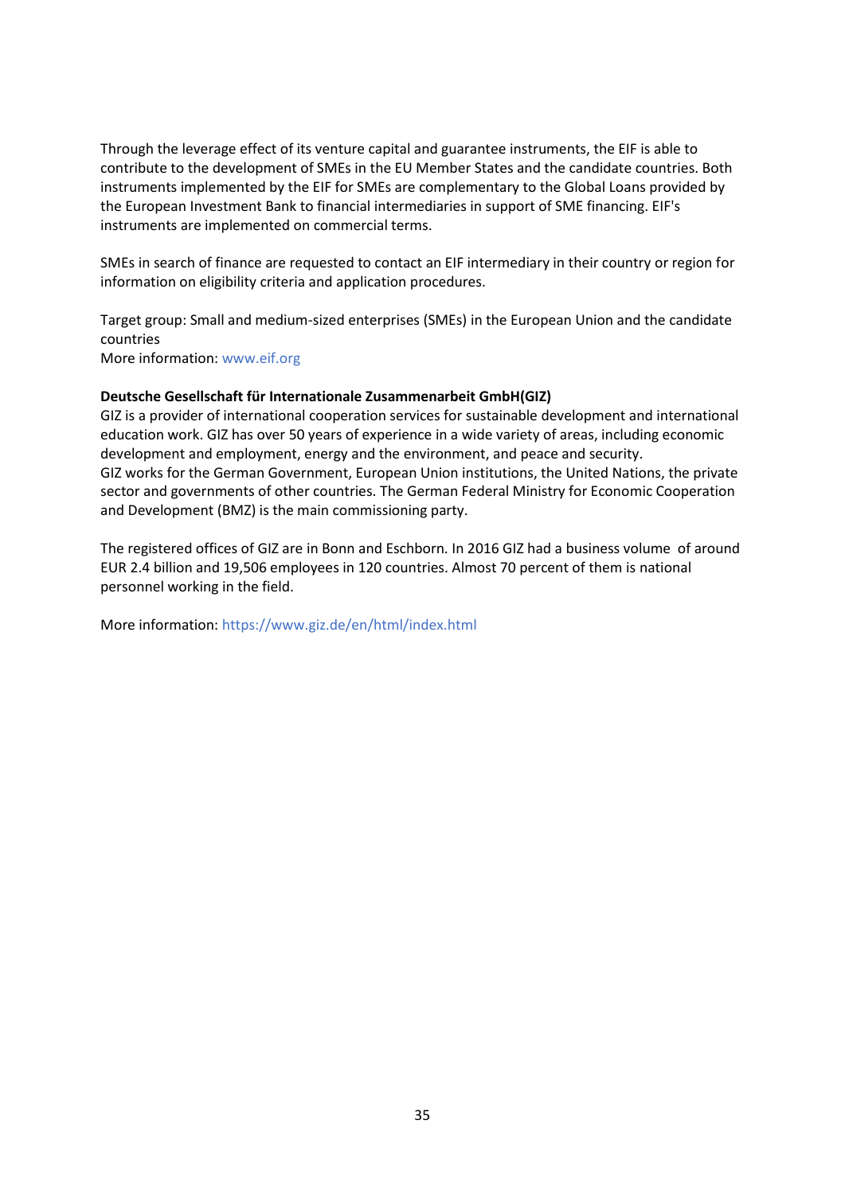Through the leverage effect of its venture capital and guarantee instruments, the EIF is able to contribute to the development of SMEs in the EU Member States and the candidate countries. Both instruments implemented by the EIF for SMEs are complementary to the Global Loans provided by the European Investment Bank to financial intermediaries in support of SME financing. EIF's instruments are implemented on commercial terms.

SMEs in search of finance are requested to contact an EIF intermediary in their country or region for information on eligibility criteria and application procedures.

Target group: Small and medium-sized enterprises (SMEs) in the European Union and the candidate countries
More information: www.eif.org

**Deutsche Gesellschaft für Internationale Zusammenarbeit GmbH(GIZ)**
GIZ is a provider of international cooperation services for sustainable development and international education work. GIZ has over 50 years of experience in a wide variety of areas, including economic development and employment, energy and the environment, and peace and security.
GIZ works for the German Government, European Union institutions, the United Nations, the private sector and governments of other countries. The German Federal Ministry for Economic Cooperation and Development (BMZ) is the main commissioning party.

The registered offices of GIZ are in Bonn and Eschborn. In 2016 GIZ had a business volume of around EUR 2.4 billion and 19,506 employees in 120 countries. Almost 70 percent of them is national personnel working in the field.

More information: https://www.giz.de/en/html/index.html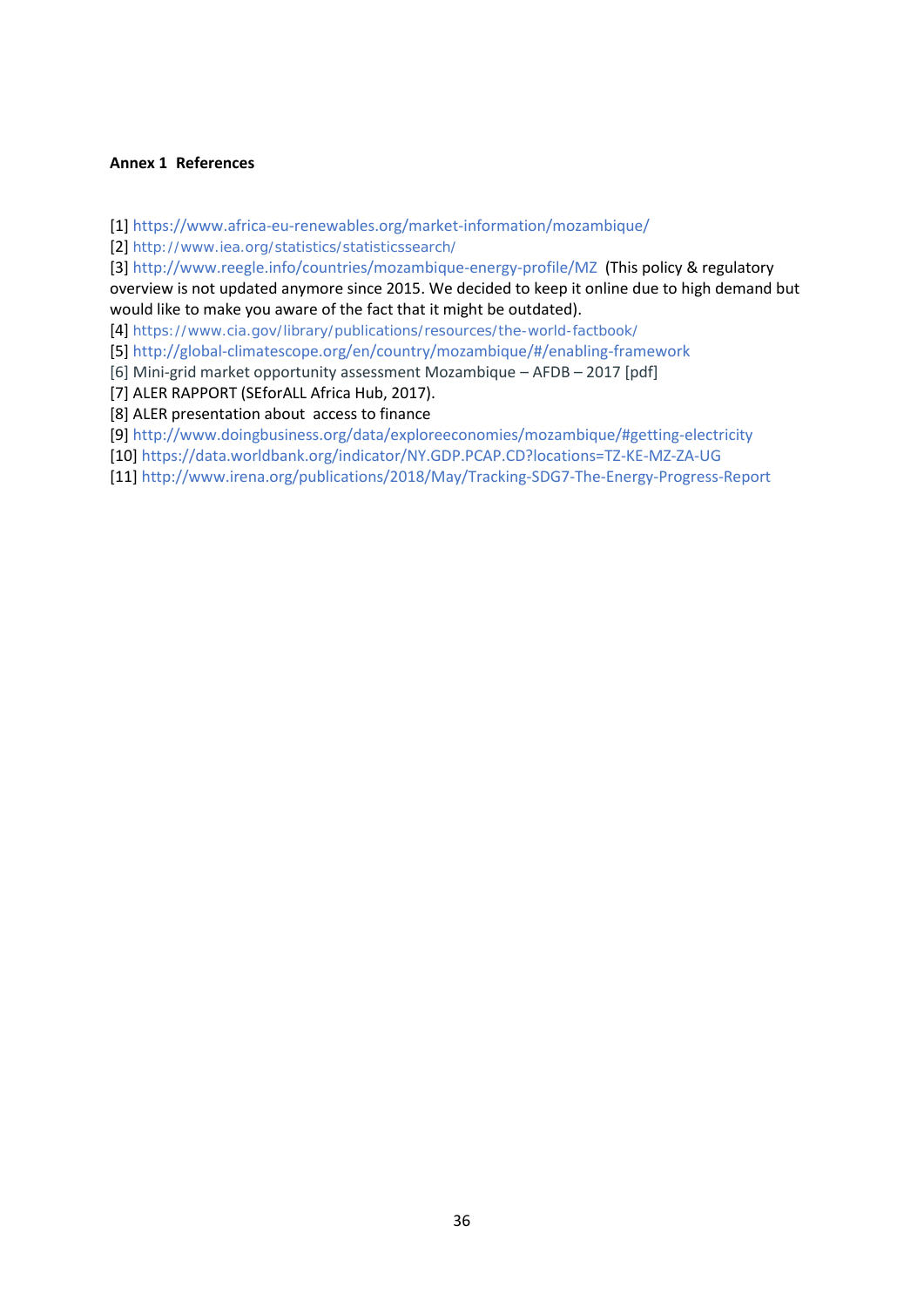**Annex 1 References**

[1] https://www.africa-eu-renewables.org/market-information/mozambique/
[2] http://www.iea.org/statistics/statisticssearch/
[3] http://www.reegle.info/countries/mozambique-energy-profile/MZ (This policy & regulatory overview is not updated anymore since 2015. We decided to keep it online due to high demand but would like to make you aware of the fact that it might be outdated).
[4] https://www.cia.gov/library/publications/resources/the-world-factbook/
[5] http://global-climatescope.org/en/country/mozambique/#/enabling-framework
[6] Mini-grid market opportunity assessment Mozambique – AFDB – 2017 [pdf]
[7] ALER RAPPORT (SEforALL Africa Hub, 2017).
[8] ALER presentation about access to finance
[9] http://www.doingbusiness.org/data/exploreeconomies/mozambique/#getting-electricity
[10] https://data.worldbank.org/indicator/NY.GDP.PCAP.CD?locations=TZ-KE-MZ-ZA-UG
[11] http://www.irena.org/publications/2018/May/Tracking-SDG7-The-Energy-Progress-Report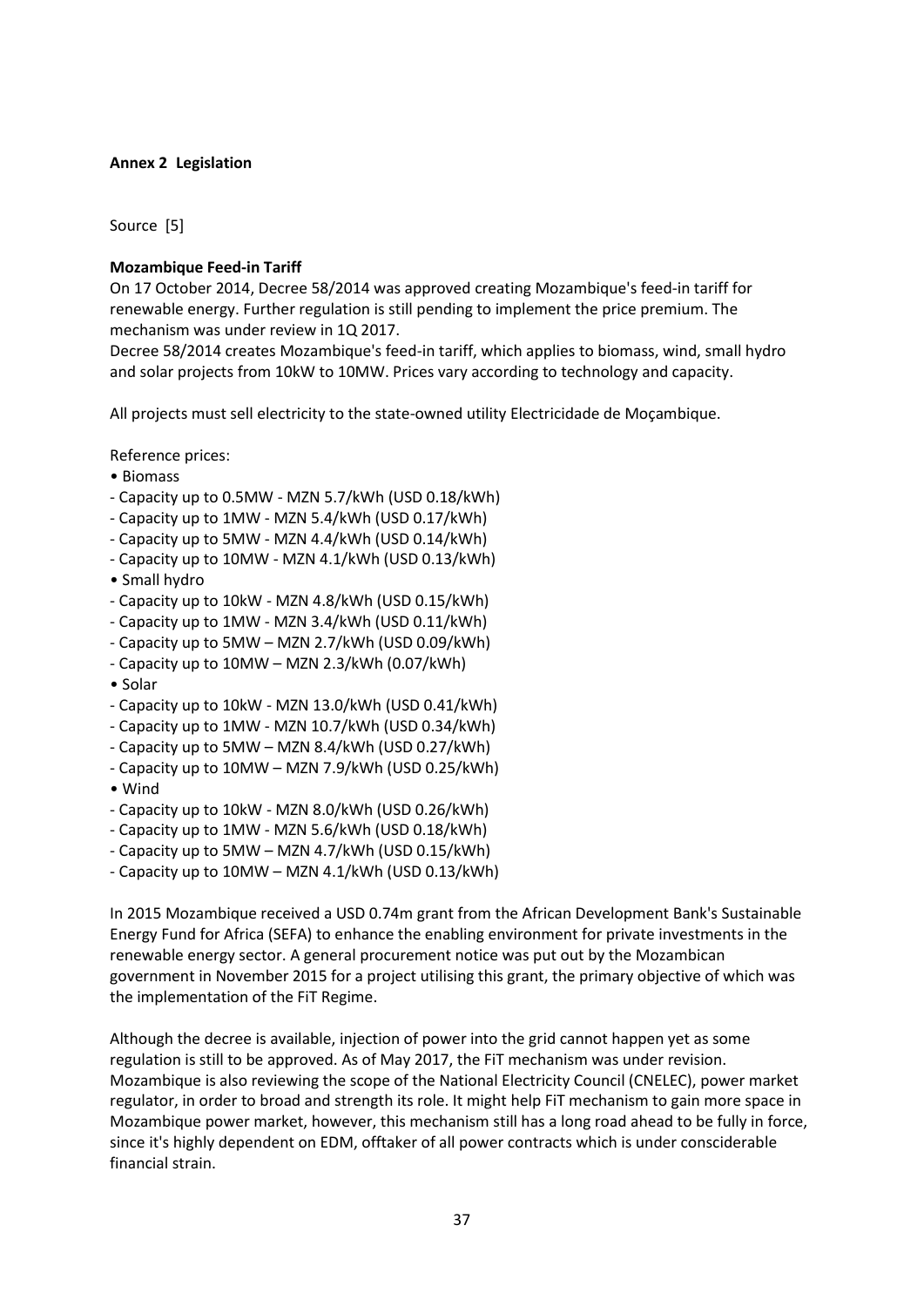## Annex 2 Legislation

Source [5]

**Mozambique Feed-in Tariff**

On 17 October 2014, Decree 58/2014 was approved creating Mozambique's feed-in tariff for renewable energy. Further regulation is still pending to implement the price premium. The mechanism was under review in 1Q 2017.

Decree 58/2014 creates Mozambique's feed-in tariff, which applies to biomass, wind, small hydro and solar projects from 10kW to 10MW. Prices vary according to technology and capacity.

All projects must sell electricity to the state-owned utility Electricidade de Moçambique.

Reference prices:

- Biomass
  - Capacity up to 0.5MW - MZN 5.7/kWh (USD 0.18/kWh)
  - Capacity up to 1MW - MZN 5.4/kWh (USD 0.17/kWh)
  - Capacity up to 5MW - MZN 4.4/kWh (USD 0.14/kWh)
  - Capacity up to 10MW - MZN 4.1/kWh (USD 0.13/kWh)
- Small hydro
  - Capacity up to 10kW - MZN 4.8/kWh (USD 0.15/kWh)
  - Capacity up to 1MW - MZN 3.4/kWh (USD 0.11/kWh)
  - Capacity up to 5MW – MZN 2.7/kWh (USD 0.09/kWh)
  - Capacity up to 10MW – MZN 2.3/kWh (0.07/kWh)
- Solar
  - Capacity up to 10kW - MZN 13.0/kWh (USD 0.41/kWh)
  - Capacity up to 1MW - MZN 10.7/kWh (USD 0.34/kWh)
  - Capacity up to 5MW – MZN 8.4/kWh (USD 0.27/kWh)
  - Capacity up to 10MW – MZN 7.9/kWh (USD 0.25/kWh)
- Wind
  - Capacity up to 10kW - MZN 8.0/kWh (USD 0.26/kWh)
  - Capacity up to 1MW - MZN 5.6/kWh (USD 0.18/kWh)
  - Capacity up to 5MW – MZN 4.7/kWh (USD 0.15/kWh)
  - Capacity up to 10MW – MZN 4.1/kWh (USD 0.13/kWh)

In 2015 Mozambique received a USD 0.74m grant from the African Development Bank's Sustainable Energy Fund for Africa (SEFA) to enhance the enabling environment for private investments in the renewable energy sector. A general procurement notice was put out by the Mozambican government in November 2015 for a project utilising this grant, the primary objective of which was the implementation of the FiT Regime.

Although the decree is available, injection of power into the grid cannot happen yet as some regulation is still to be approved. As of May 2017, the FiT mechanism was under revision. Mozambique is also reviewing the scope of the National Electricity Council (CNELEC), power market regulator, in order to broad and strength its role. It might help FiT mechanism to gain more space in Mozambique power market, however, this mechanism still has a long road ahead to be fully in force, since it's highly dependent on EDM, offtaker of all power contracts which is under conscìderable financial strain.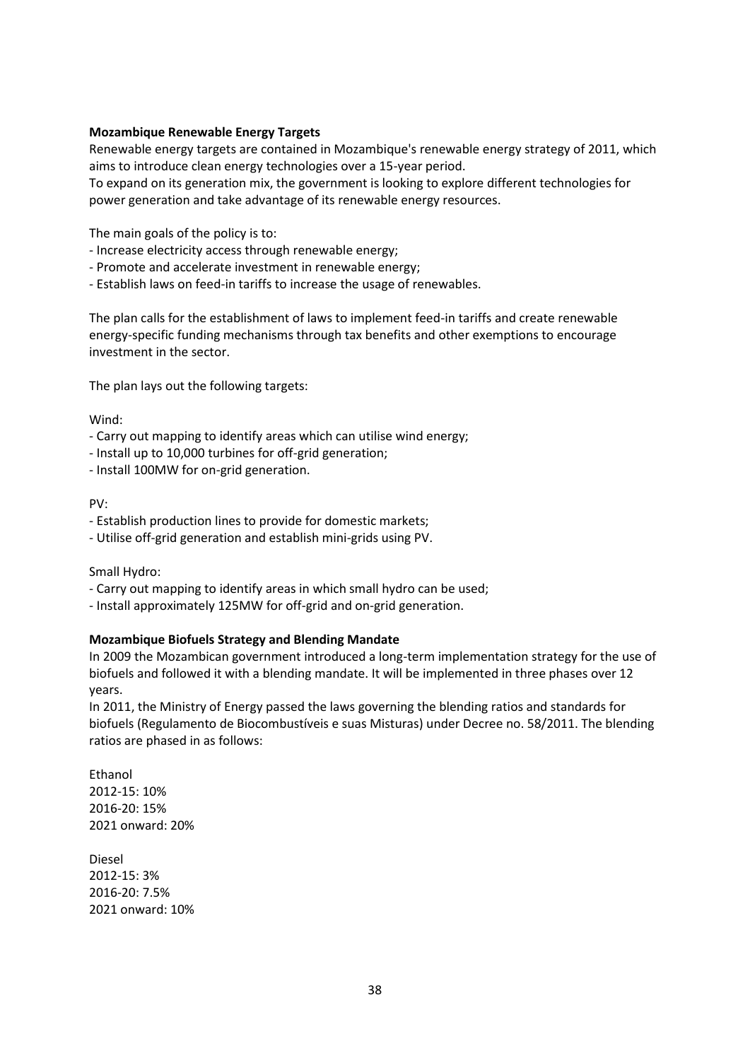**Mozambique Renewable Energy Targets**

Renewable energy targets are contained in Mozambique's renewable energy strategy of 2011, which aims to introduce clean energy technologies over a 15-year period.

To expand on its generation mix, the government is looking to explore different technologies for power generation and take advantage of its renewable energy resources.

The main goals of the policy is to:

- Increase electricity access through renewable energy;
- Promote and accelerate investment in renewable energy;
- Establish laws on feed-in tariffs to increase the usage of renewables.

The plan calls for the establishment of laws to implement feed-in tariffs and create renewable energy-specific funding mechanisms through tax benefits and other exemptions to encourage investment in the sector.

The plan lays out the following targets:

Wind:

- Carry out mapping to identify areas which can utilise wind energy;
- Install up to 10,000 turbines for off-grid generation;
- Install 100MW for on-grid generation.

PV:

- Establish production lines to provide for domestic markets;
- Utilise off-grid generation and establish mini-grids using PV.

Small Hydro:

- Carry out mapping to identify areas in which small hydro can be used;
- Install approximately 125MW for off-grid and on-grid generation.

**Mozambique Biofuels Strategy and Blending Mandate**

In 2009 the Mozambican government introduced a long-term implementation strategy for the use of biofuels and followed it with a blending mandate. It will be implemented in three phases over 12 years.

In 2011, the Ministry of Energy passed the laws governing the blending ratios and standards for biofuels (Regulamento de Biocombustíveis e suas Misturas) under Decree no. 58/2011. The blending ratios are phased in as follows:

Ethanol
2012-15: 10%
2016-20: 15%
2021 onward: 20%

Diesel
2012-15: 3%
2016-20: 7.5%
2021 onward: 10%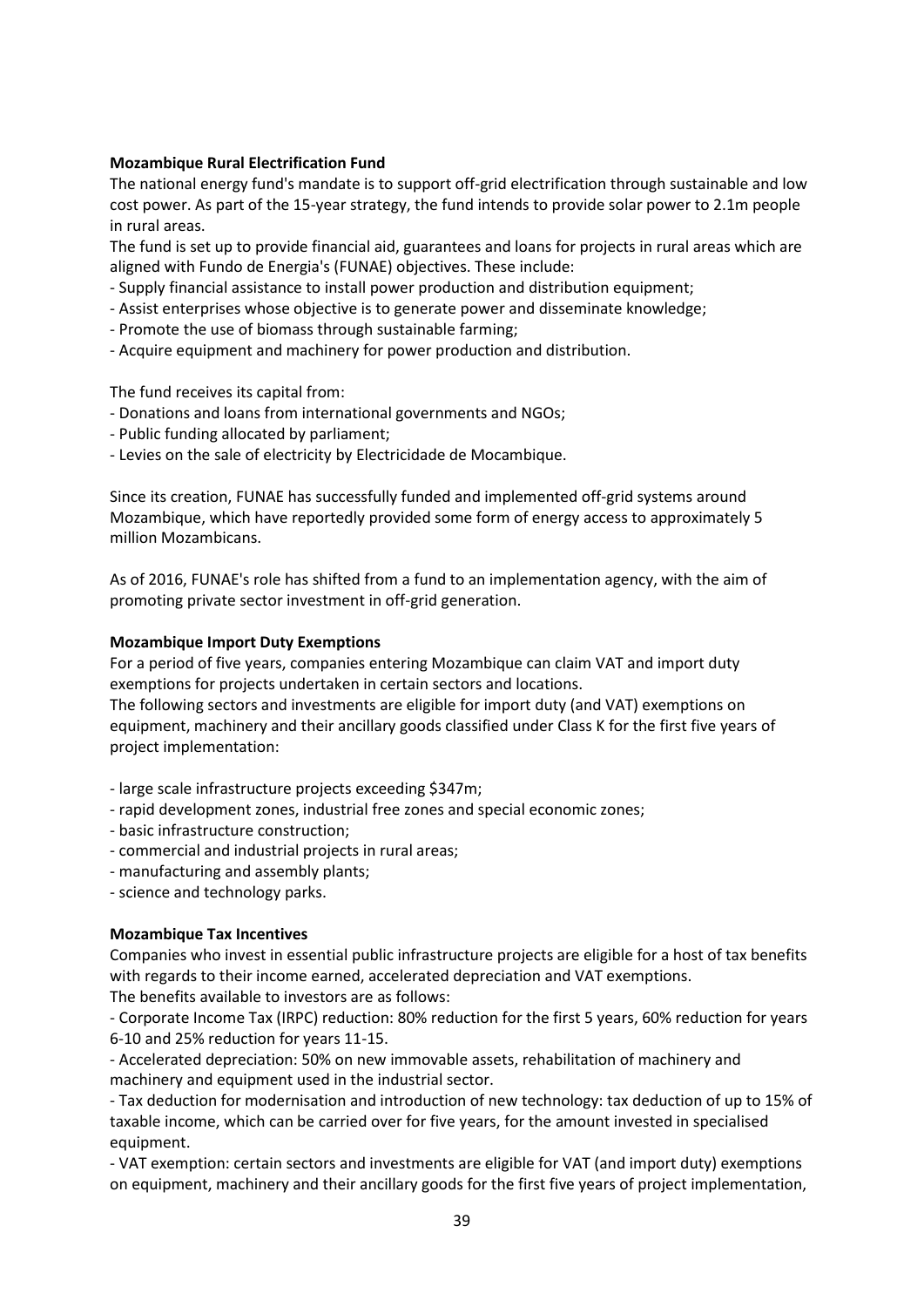**Mozambique Rural Electrification Fund**

The national energy fund's mandate is to support off-grid electrification through sustainable and low cost power. As part of the 15-year strategy, the fund intends to provide solar power to 2.1m people in rural areas.

The fund is set up to provide financial aid, guarantees and loans for projects in rural areas which are aligned with Fundo de Energia's (FUNAE) objectives. These include:

- Supply financial assistance to install power production and distribution equipment;
- Assist enterprises whose objective is to generate power and disseminate knowledge;
- Promote the use of biomass through sustainable farming;
- Acquire equipment and machinery for power production and distribution.

The fund receives its capital from:

- Donations and loans from international governments and NGOs;
- Public funding allocated by parliament;
- Levies on the sale of electricity by Electricidade de Mocambique.

Since its creation, FUNAE has successfully funded and implemented off-grid systems around Mozambique, which have reportedly provided some form of energy access to approximately 5 million Mozambicans.

As of 2016, FUNAE's role has shifted from a fund to an implementation agency, with the aim of promoting private sector investment in off-grid generation.

**Mozambique Import Duty Exemptions**

For a period of five years, companies entering Mozambique can claim VAT and import duty exemptions for projects undertaken in certain sectors and locations.

The following sectors and investments are eligible for import duty (and VAT) exemptions on equipment, machinery and their ancillary goods classified under Class K for the first five years of project implementation:

- large scale infrastructure projects exceeding $347m;
- rapid development zones, industrial free zones and special economic zones;
- basic infrastructure construction;
- commercial and industrial projects in rural areas;
- manufacturing and assembly plants;
- science and technology parks.

**Mozambique Tax Incentives**

Companies who invest in essential public infrastructure projects are eligible for a host of tax benefits with regards to their income earned, accelerated depreciation and VAT exemptions.

The benefits available to investors are as follows:

- Corporate Income Tax (IRPC) reduction: 80% reduction for the first 5 years, 60% reduction for years 6-10 and 25% reduction for years 11-15.
- Accelerated depreciation: 50% on new immovable assets, rehabilitation of machinery and machinery and equipment used in the industrial sector.
- Tax deduction for modernisation and introduction of new technology: tax deduction of up to 15% of taxable income, which can be carried over for five years, for the amount invested in specialised equipment.
- VAT exemption: certain sectors and investments are eligible for VAT (and import duty) exemptions on equipment, machinery and their ancillary goods for the first five years of project implementation,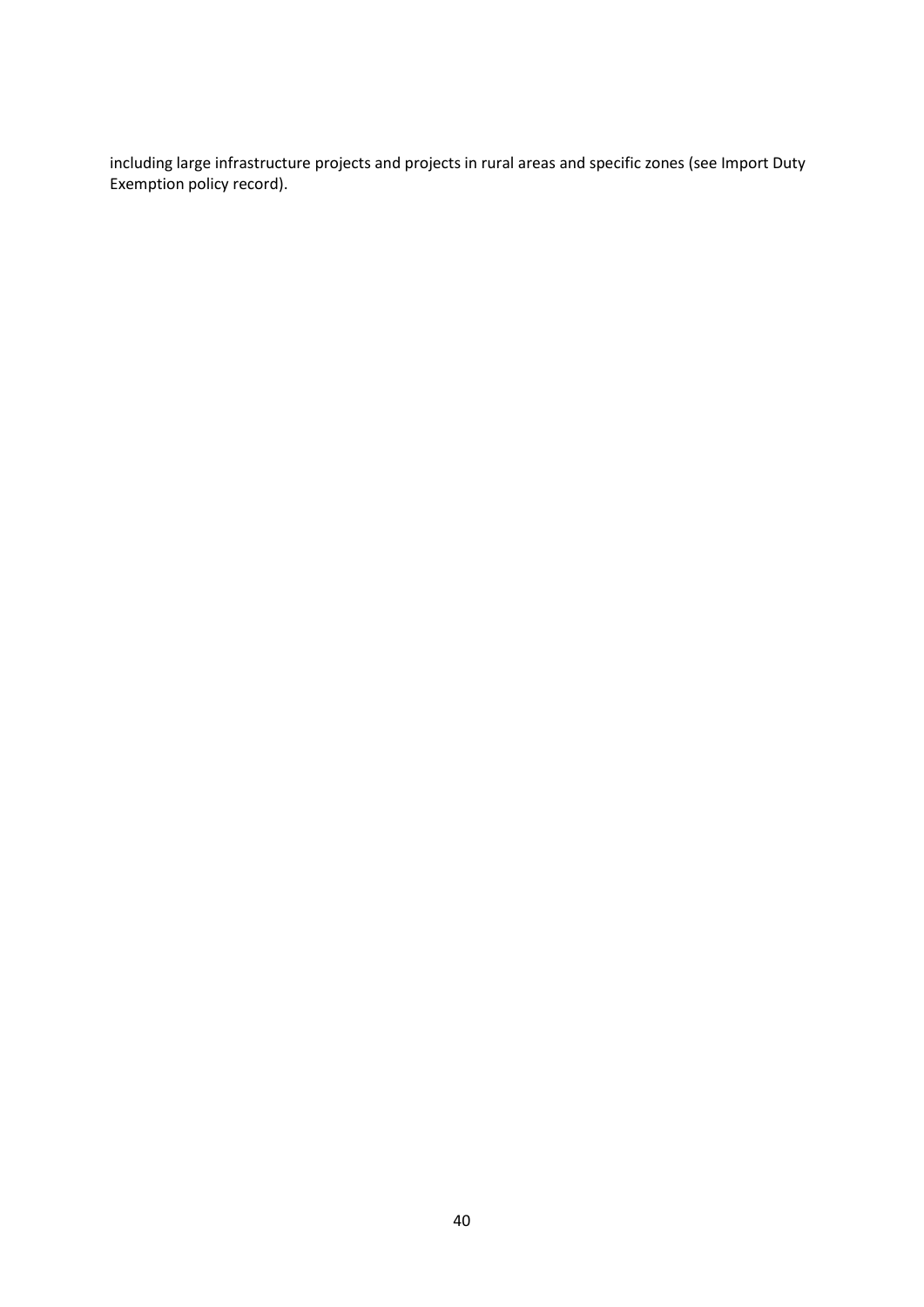including large infrastructure projects and projects in rural areas and specific zones (see Import Duty Exemption policy record).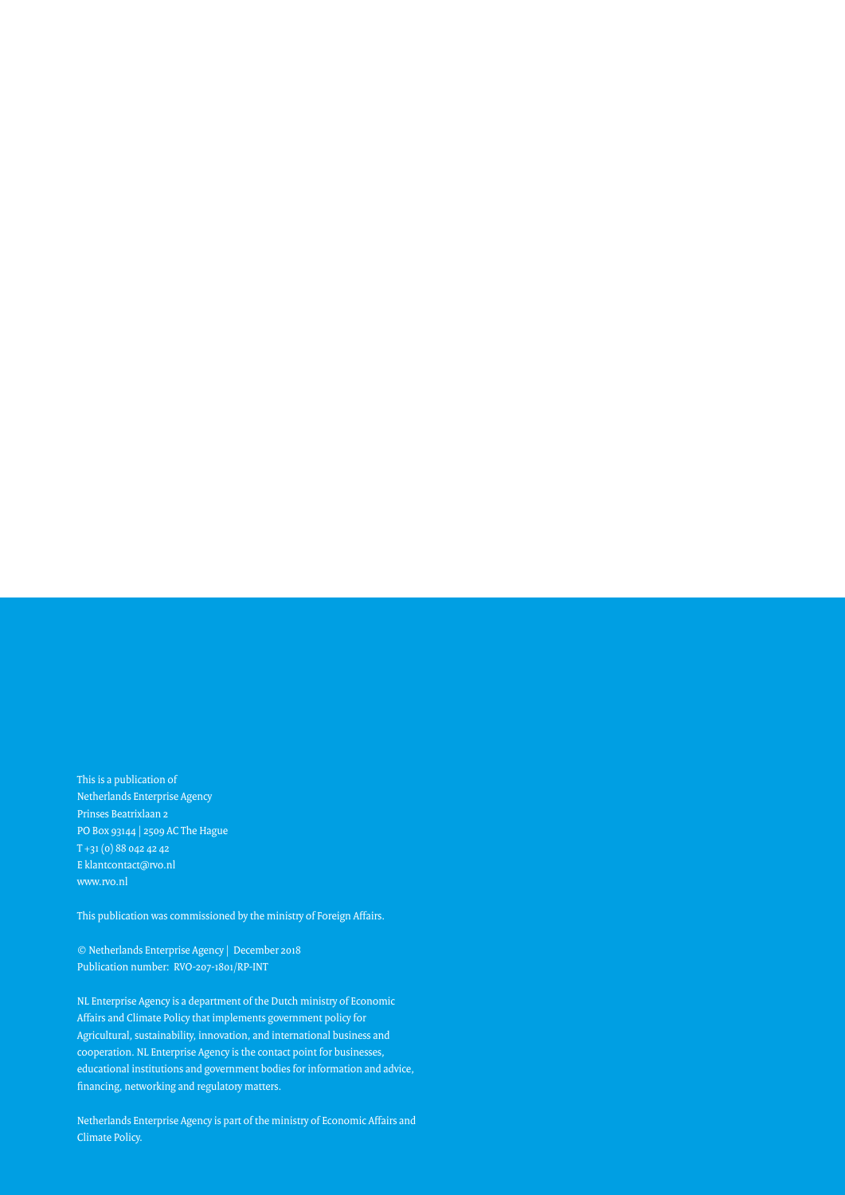This is a publication of
Netherlands Enterprise Agency
Prinses Beatrixlaan 2
PO Box 93144 | 2509 AC The Hague
T +31 (0) 88 042 42 42
E klantcontact@rvo.nl
www.rvo.nl

This publication was commissioned by the ministry of Foreign Affairs.

© Netherlands Enterprise Agency | December 2018
Publication number: RVO-207-1801/RP-INT

NL Enterprise Agency is a department of the Dutch ministry of Economic Affairs and Climate Policy that implements government policy for Agricultural, sustainability, innovation, and international business and cooperation. NL Enterprise Agency is the contact point for businesses, educational institutions and government bodies for information and advice, financing, networking and regulatory matters.

Netherlands Enterprise Agency is part of the ministry of Economic Affairs and Climate Policy.